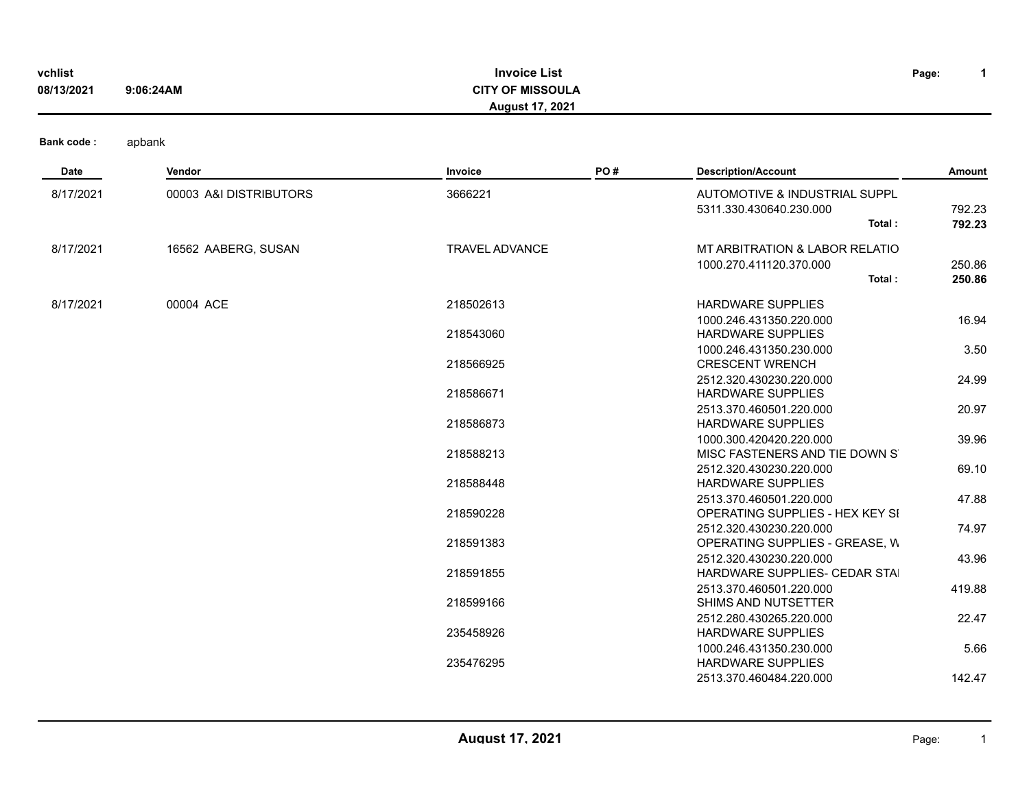vchlist
08/13/2021 9:06:24AM

# Invoice List
## CITY OF MISSOULA
### August 17, 2021

**Bank code :** apbank

| Date | Vendor | Invoice | PO # | Description/Account | Amount |
|---|---|---|---|---|---|
| 8/17/2021 | 00003 A&I DISTRIBUTORS | 3666221 | | AUTOMOTIVE & INDUSTRIAL SUPPL | |
| | | | | 5311.330.430640.230.000 | 792.23 |
| | | | | **Total :** | **792.23** |
| 8/17/2021 | 16562 AABERG, SUSAN | TRAVEL ADVANCE | | MT ARBITRATION & LABOR RELATIO | |
| | | | | 1000.270.411120.370.000 | 250.86 |
| | | | | **Total :** | **250.86** |
| 8/17/2021 | 00004 ACE | 218502613 | | HARDWARE SUPPLIES | |
| | | | | 1000.246.431350.220.000 | 16.94 |
| | | 218543060 | | HARDWARE SUPPLIES | |
| | | | | 1000.246.431350.230.000 | 3.50 |
| | | 218566925 | | CRESCENT WRENCH | |
| | | | | 2512.320.430230.220.000 | 24.99 |
| | | 218586671 | | HARDWARE SUPPLIES | |
| | | | | 2513.370.460501.220.000 | 20.97 |
| | | 218586873 | | HARDWARE SUPPLIES | |
| | | | | 1000.300.420420.220.000 | 39.96 |
| | | 218588213 | | MISC FASTENERS AND TIE DOWN S | |
| | | | | 2512.320.430230.220.000 | 69.10 |
| | | 218588448 | | HARDWARE SUPPLIES | |
| | | | | 2513.370.460501.220.000 | 47.88 |
| | | 218590228 | | OPERATING SUPPLIES - HEX KEY SI | |
| | | | | 2512.320.430230.220.000 | 74.97 |
| | | 218591383 | | OPERATING SUPPLIES - GREASE, W | |
| | | | | 2512.320.430230.220.000 | 43.96 |
| | | 218591855 | | HARDWARE SUPPLIES- CEDAR STA | |
| | | | | 2513.370.460501.220.000 | 419.88 |
| | | 218599166 | | SHIMS AND NUTSETTER | |
| | | | | 2512.280.430265.220.000 | 22.47 |
| | | 235458926 | | HARDWARE SUPPLIES | |
| | | | | 1000.246.431350.230.000 | 5.66 |
| | | 235476295 | | HARDWARE SUPPLIES | |
| | | | | 2513.370.460484.220.000 | 142.47 |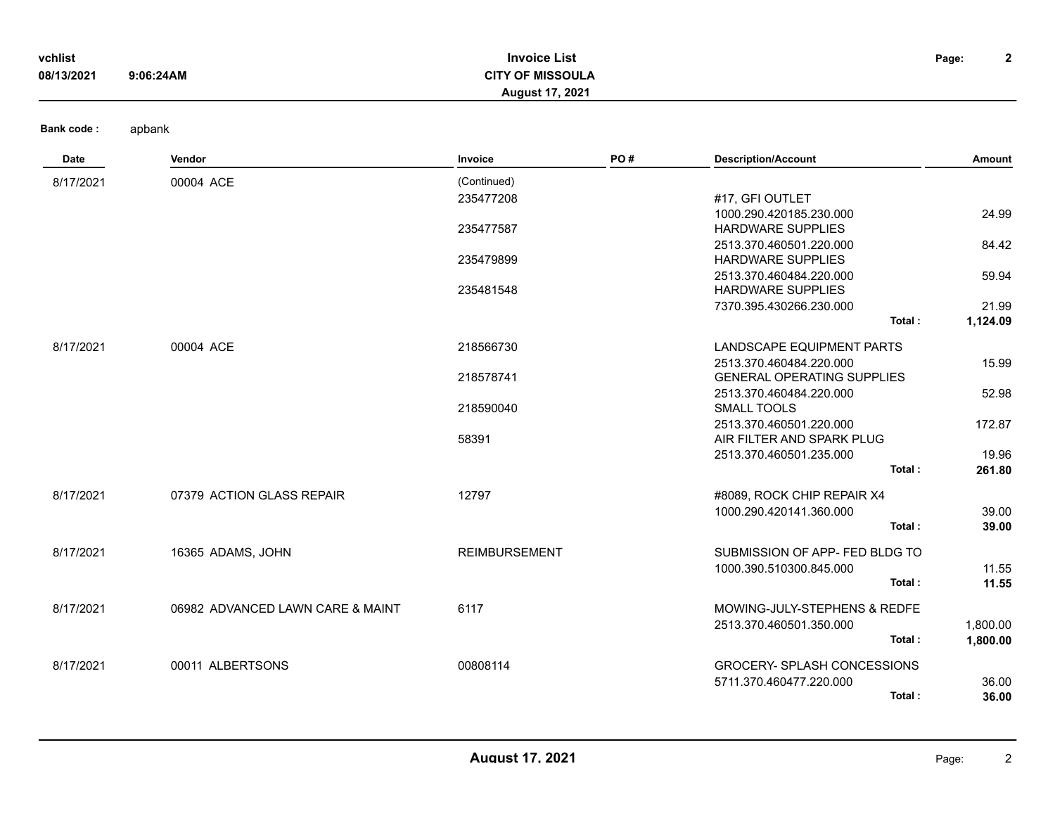**Bank code :** apbank

| Date | Vendor | Invoice | PO # | Description/Account | Amount |
|---|---|---|---|---|---|
| 8/17/2021 | 00004 ACE | (Continued) | | | |
| | | 235477208 | | #17, GFI OUTLET | |
| | | | | 1000.290.420185.230.000 | 24.99 |
| | | 235477587 | | HARDWARE SUPPLIES | |
| | | | | 2513.370.460501.220.000 | 84.42 |
| | | 235479899 | | HARDWARE SUPPLIES | |
| | | | | 2513.370.460484.220.000 | 59.94 |
| | | 235481548 | | HARDWARE SUPPLIES | |
| | | | | 7370.395.430266.230.000 | 21.99 |
| | | | | **Total :** | **1,124.09** |
| 8/17/2021 | 00004 ACE | 218566730 | | LANDSCAPE EQUIPMENT PARTS | |
| | | | | 2513.370.460484.220.000 | 15.99 |
| | | 218578741 | | GENERAL OPERATING SUPPLIES | |
| | | | | 2513.370.460484.220.000 | 52.98 |
| | | 218590040 | | SMALL TOOLS | |
| | | | | 2513.370.460501.220.000 | 172.87 |
| | | 58391 | | AIR FILTER AND SPARK PLUG | |
| | | | | 2513.370.460501.235.000 | 19.96 |
| | | | | **Total :** | **261.80** |
| 8/17/2021 | 07379 ACTION GLASS REPAIR | 12797 | | #8089, ROCK CHIP REPAIR X4 | |
| | | | | 1000.290.420141.360.000 | 39.00 |
| | | | | **Total :** | **39.00** |
| 8/17/2021 | 16365 ADAMS, JOHN | REIMBURSEMENT | | SUBMISSION OF APP- FED BLDG TO | |
| | | | | 1000.390.510300.845.000 | 11.55 |
| | | | | **Total :** | **11.55** |
| 8/17/2021 | 06982 ADVANCED LAWN CARE & MAINT | 6117 | | MOWING-JULY-STEPHENS & REDFE | |
| | | | | 2513.370.460501.350.000 | 1,800.00 |
| | | | | **Total :** | **1,800.00** |
| 8/17/2021 | 00011 ALBERTSONS | 00808114 | | GROCERY- SPLASH CONCESSIONS | |
| | | | | 5711.370.460477.220.000 | 36.00 |
| | | | | **Total :** | **36.00** |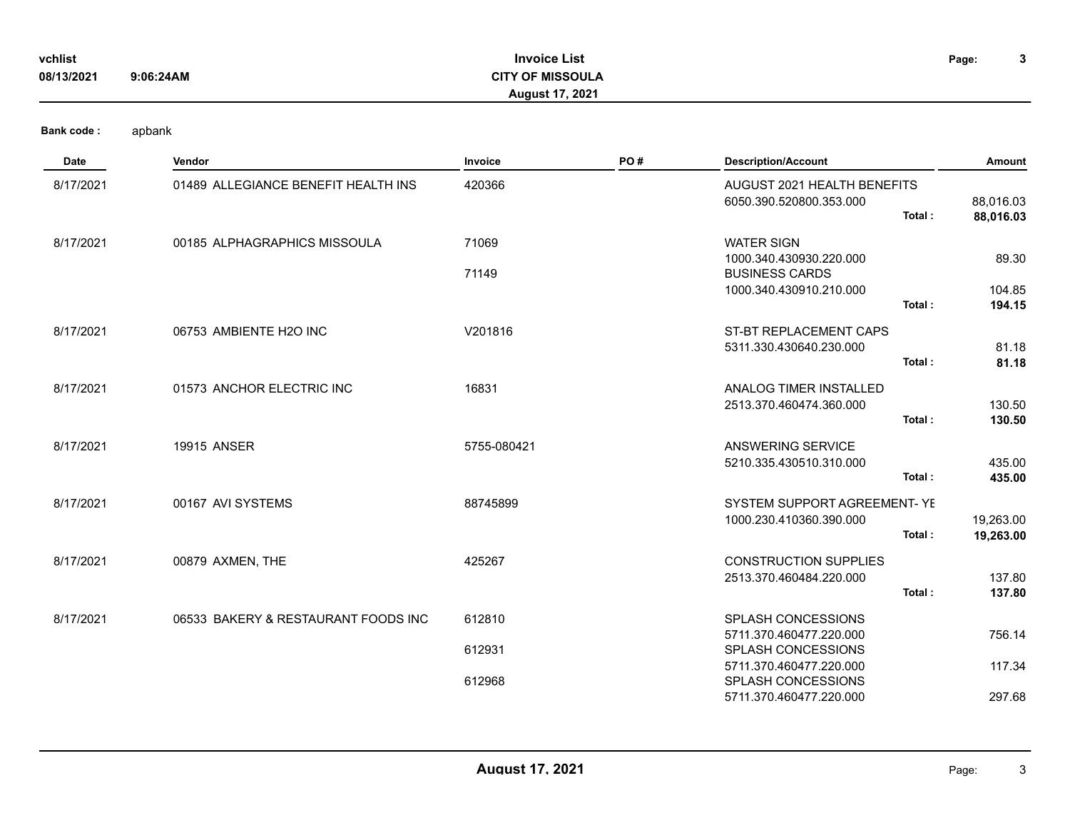**Invoice List**
**CITY OF MISSOULA**
**August 17, 2021**

vchlist
08/13/2021 9:06:24AM

**Bank code :** apbank

| Date | Vendor | Invoice | PO # | Description/Account | | Amount |
|---|---|---|---|---|---|---|
| 8/17/2021 | 01489 ALLEGIANCE BENEFIT HEALTH INS | 420366 | | AUGUST 2021 HEALTH BENEFITS | | |
| | | | | 6050.390.520800.353.000 | | 88,016.03 |
| | | | | | **Total :** | **88,016.03** |
| 8/17/2021 | 00185 ALPHAGRAPHICS MISSOULA | 71069 | | WATER SIGN | | |
| | | | | 1000.340.430930.220.000 | | 89.30 |
| | | 71149 | | BUSINESS CARDS | | |
| | | | | 1000.340.430910.210.000 | | 104.85 |
| | | | | | **Total :** | **194.15** |
| 8/17/2021 | 06753 AMBIENTE H2O INC | V201816 | | ST-BT REPLACEMENT CAPS | | |
| | | | | 5311.330.430640.230.000 | | 81.18 |
| | | | | | **Total :** | **81.18** |
| 8/17/2021 | 01573 ANCHOR ELECTRIC INC | 16831 | | ANALOG TIMER INSTALLED | | |
| | | | | 2513.370.460474.360.000 | | 130.50 |
| | | | | | **Total :** | **130.50** |
| 8/17/2021 | 19915 ANSER | 5755-080421 | | ANSWERING SERVICE | | |
| | | | | 5210.335.430510.310.000 | | 435.00 |
| | | | | | **Total :** | **435.00** |
| 8/17/2021 | 00167 AVI SYSTEMS | 88745899 | | SYSTEM SUPPORT AGREEMENT- YE | | |
| | | | | 1000.230.410360.390.000 | | 19,263.00 |
| | | | | | **Total :** | **19,263.00** |
| 8/17/2021 | 00879 AXMEN, THE | 425267 | | CONSTRUCTION SUPPLIES | | |
| | | | | 2513.370.460484.220.000 | | 137.80 |
| | | | | | **Total :** | **137.80** |
| 8/17/2021 | 06533 BAKERY & RESTAURANT FOODS INC | 612810 | | SPLASH CONCESSIONS | | |
| | | | | 5711.370.460477.220.000 | | 756.14 |
| | | 612931 | | SPLASH CONCESSIONS | | |
| | | | | 5711.370.460477.220.000 | | 117.34 |
| | | 612968 | | SPLASH CONCESSIONS | | |
| | | | | 5711.370.460477.220.000 | | 297.68 |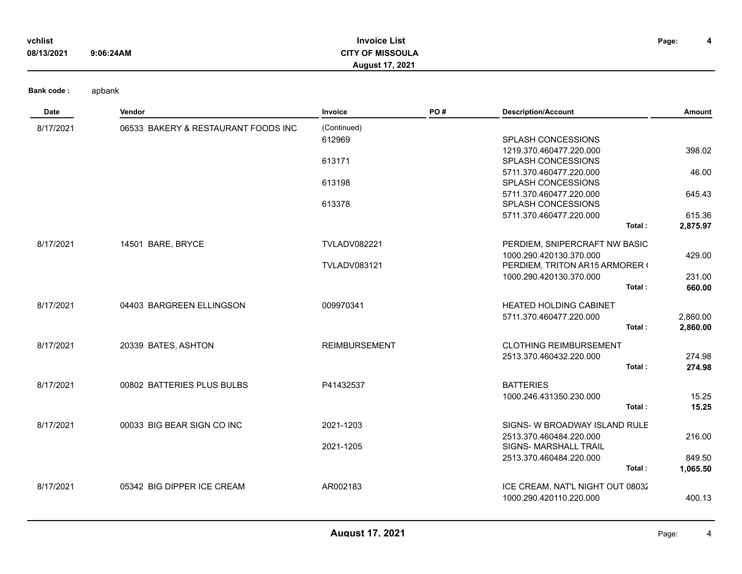**vchlist**
**08/13/2021** **9:06:24AM**

# Invoice List
## CITY OF MISSOULA
### August 17, 2021

**Bank code :** apbank

| Date | Vendor | Invoice | PO # | Description/Account | Amount |
|---|---|---|---|---|---|
| 8/17/2021 | 06533 BAKERY & RESTAURANT FOODS INC | (Continued) | | | |
| | | 612969 | | SPLASH CONCESSIONS | |
| | | | | 1219.370.460477.220.000 | 398.02 |
| | | 613171 | | SPLASH CONCESSIONS | |
| | | | | 5711.370.460477.220.000 | 46.00 |
| | | 613198 | | SPLASH CONCESSIONS | |
| | | | | 5711.370.460477.220.000 | 645.43 |
| | | 613378 | | SPLASH CONCESSIONS | |
| | | | | 5711.370.460477.220.000 | 615.36 |
| | | | | **Total :** | **2,875.97** |
| 8/17/2021 | 14501 BARE, BRYCE | TVLADV082221 | | PERDIEM, SNIPERCRAFT NW BASIC | |
| | | | | 1000.290.420130.370.000 | 429.00 |
| | | TVLADV083121 | | PERDIEM, TRITON AR15 ARMORER ( | |
| | | | | 1000.290.420130.370.000 | 231.00 |
| | | | | **Total :** | **660.00** |
| 8/17/2021 | 04403 BARGREEN ELLINGSON | 009970341 | | HEATED HOLDING CABINET | |
| | | | | 5711.370.460477.220.000 | 2,860.00 |
| | | | | **Total :** | **2,860.00** |
| 8/17/2021 | 20339 BATES, ASHTON | REIMBURSEMENT | | CLOTHING REIMBURSEMENT | |
| | | | | 2513.370.460432.220.000 | 274.98 |
| | | | | **Total :** | **274.98** |
| 8/17/2021 | 00802 BATTERIES PLUS BULBS | P41432537 | | BATTERIES | |
| | | | | 1000.246.431350.230.000 | 15.25 |
| | | | | **Total :** | **15.25** |
| 8/17/2021 | 00033 BIG BEAR SIGN CO INC | 2021-1203 | | SIGNS- W BROADWAY ISLAND RULE | |
| | | | | 2513.370.460484.220.000 | 216.00 |
| | | 2021-1205 | | SIGNS- MARSHALL TRAIL | |
| | | | | 2513.370.460484.220.000 | 849.50 |
| | | | | **Total :** | **1,065.50** |
| 8/17/2021 | 05342 BIG DIPPER ICE CREAM | AR002183 | | ICE CREAM, NAT'L NIGHT OUT 08032 | |
| | | | | 1000.290.420110.220.000 | 400.13 |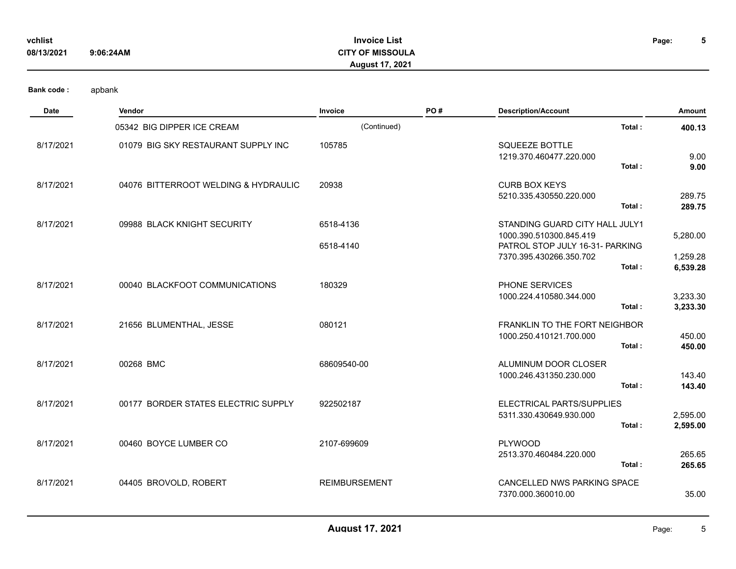**Bank code :** apbank

| Date | Vendor | Invoice | PO # | Description/Account | | Amount |
|---|---|---|---|---|---|---|
| | 05342 BIG DIPPER ICE CREAM | (Continued) | | | **Total :** | **400.13** |
| 8/17/2021 | 01079 BIG SKY RESTAURANT SUPPLY INC | 105785 | | SQUEEZE BOTTLE | | |
| | | | | 1219.370.460477.220.000 | | 9.00 |
| | | | | | **Total :** | **9.00** |
| 8/17/2021 | 04076 BITTERROOT WELDING & HYDRAULIC | 20938 | | CURB BOX KEYS | | |
| | | | | 5210.335.430550.220.000 | | 289.75 |
| | | | | | **Total :** | **289.75** |
| 8/17/2021 | 09988 BLACK KNIGHT SECURITY | 6518-4136 | | STANDING GUARD CITY HALL JULY1 | | |
| | | | | 1000.390.510300.845.419 | | 5,280.00 |
| | | 6518-4140 | | PATROL STOP JULY 16-31- PARKING | | |
| | | | | 7370.395.430266.350.702 | | 1,259.28 |
| | | | | | **Total :** | **6,539.28** |
| 8/17/2021 | 00040 BLACKFOOT COMMUNICATIONS | 180329 | | PHONE SERVICES | | |
| | | | | 1000.224.410580.344.000 | | 3,233.30 |
| | | | | | **Total :** | **3,233.30** |
| 8/17/2021 | 21656 BLUMENTHAL, JESSE | 080121 | | FRANKLIN TO THE FORT NEIGHBOR | | |
| | | | | 1000.250.410121.700.000 | | 450.00 |
| | | | | | **Total :** | **450.00** |
| 8/17/2021 | 00268 BMC | 68609540-00 | | ALUMINUM DOOR CLOSER | | |
| | | | | 1000.246.431350.230.000 | | 143.40 |
| | | | | | **Total :** | **143.40** |
| 8/17/2021 | 00177 BORDER STATES ELECTRIC SUPPLY | 922502187 | | ELECTRICAL PARTS/SUPPLIES | | |
| | | | | 5311.330.430649.930.000 | | 2,595.00 |
| | | | | | **Total :** | **2,595.00** |
| 8/17/2021 | 00460 BOYCE LUMBER CO | 2107-699609 | | PLYWOOD | | |
| | | | | 2513.370.460484.220.000 | | 265.65 |
| | | | | | **Total :** | **265.65** |
| 8/17/2021 | 04405 BROVOLD, ROBERT | REIMBURSEMENT | | CANCELLED NWS PARKING SPACE | | |
| | | | | 7370.000.360010.00 | | 35.00 |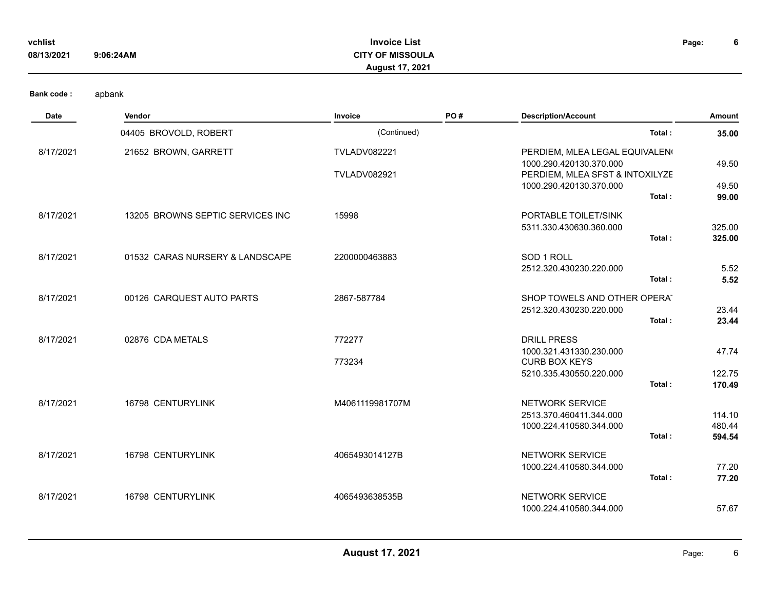**Bank code :** apbank

| Date | Vendor | Invoice | PO # | Description/Account | Amount |
|---|---|---|---|---|---|
| | 04405 BROVOLD, ROBERT | (Continued) | | Total : | **35.00** |
| 8/17/2021 | 21652 BROWN, GARRETT | TVLADV082221 | | PERDIEM, MLEA LEGAL EQUIVALEN( | |
| | | | | 1000.290.420130.370.000 | 49.50 |
| | | TVLADV082921 | | PERDIEM, MLEA SFST & INTOXILYZE | |
| | | | | 1000.290.420130.370.000 | 49.50 |
| | | | | Total : | **99.00** |
| 8/17/2021 | 13205 BROWNS SEPTIC SERVICES INC | 15998 | | PORTABLE TOILET/SINK | |
| | | | | 5311.330.430630.360.000 | 325.00 |
| | | | | Total : | **325.00** |
| 8/17/2021 | 01532 CARAS NURSERY & LANDSCAPE | 2200000463883 | | SOD 1 ROLL | |
| | | | | 2512.320.430230.220.000 | 5.52 |
| | | | | Total : | **5.52** |
| 8/17/2021 | 00126 CARQUEST AUTO PARTS | 2867-587784 | | SHOP TOWELS AND OTHER OPERAT | |
| | | | | 2512.320.430230.220.000 | 23.44 |
| | | | | Total : | **23.44** |
| 8/17/2021 | 02876 CDA METALS | 772277 | | DRILL PRESS | |
| | | | | 1000.321.431330.230.000 | 47.74 |
| | | 773234 | | CURB BOX KEYS | |
| | | | | 5210.335.430550.220.000 | 122.75 |
| | | | | Total : | **170.49** |
| 8/17/2021 | 16798 CENTURYLINK | M4061119981707M | | NETWORK SERVICE | |
| | | | | 2513.370.460411.344.000 | 114.10 |
| | | | | 1000.224.410580.344.000 | 480.44 |
| | | | | Total : | **594.54** |
| 8/17/2021 | 16798 CENTURYLINK | 4065493014127B | | NETWORK SERVICE | |
| | | | | 1000.224.410580.344.000 | 77.20 |
| | | | | Total : | **77.20** |
| 8/17/2021 | 16798 CENTURYLINK | 4065493638535B | | NETWORK SERVICE | |
| | | | | 1000.224.410580.344.000 | 57.67 |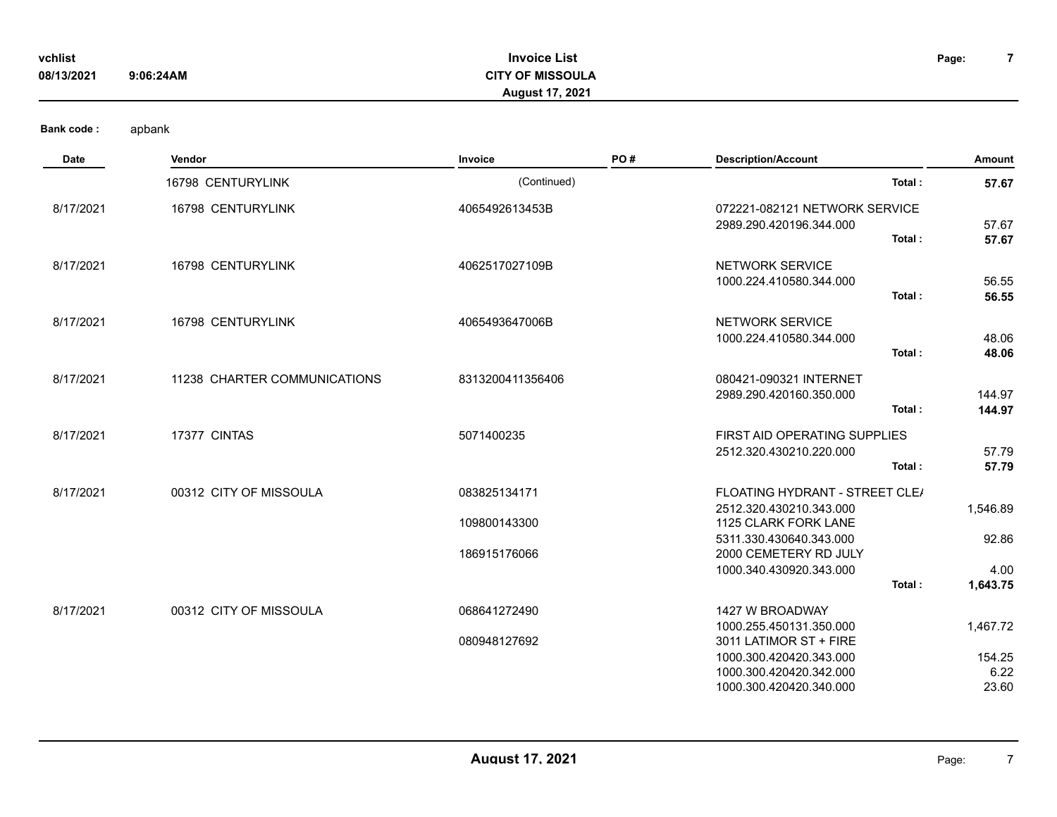**Bank code :** apbank

| Date | Vendor | Invoice | PO # | Description/Account | | Amount |
|---|---|---|---|---|---|---|
| | 16798 CENTURYLINK | (Continued) | | | **Total :** | **57.67** |
| 8/17/2021 | 16798 CENTURYLINK | 4065492613453B | | 072221-082121 NETWORK SERVICE | | |
| | | | | 2989.290.420196.344.000 | | 57.67 |
| | | | | | **Total :** | **57.67** |
| 8/17/2021 | 16798 CENTURYLINK | 4062517027109B | | NETWORK SERVICE | | |
| | | | | 1000.224.410580.344.000 | | 56.55 |
| | | | | | **Total :** | **56.55** |
| 8/17/2021 | 16798 CENTURYLINK | 4065493647006B | | NETWORK SERVICE | | |
| | | | | 1000.224.410580.344.000 | | 48.06 |
| | | | | | **Total :** | **48.06** |
| 8/17/2021 | 11238 CHARTER COMMUNICATIONS | 8313200411356406 | | 080421-090321 INTERNET | | |
| | | | | 2989.290.420160.350.000 | | 144.97 |
| | | | | | **Total :** | **144.97** |
| 8/17/2021 | 17377 CINTAS | 5071400235 | | FIRST AID OPERATING SUPPLIES | | |
| | | | | 2512.320.430210.220.000 | | 57.79 |
| | | | | | **Total :** | **57.79** |
| 8/17/2021 | 00312 CITY OF MISSOULA | 083825134171 | | FLOATING HYDRANT - STREET CLE/ | | |
| | | | | 2512.320.430210.343.000 | | 1,546.89 |
| | | 109800143300 | | 1125 CLARK FORK LANE | | |
| | | | | 5311.330.430640.343.000 | | 92.86 |
| | | 186915176066 | | 2000 CEMETERY RD JULY | | |
| | | | | 1000.340.430920.343.000 | | 4.00 |
| | | | | | **Total :** | **1,643.75** |
| 8/17/2021 | 00312 CITY OF MISSOULA | 068641272490 | | 1427 W BROADWAY | | |
| | | | | 1000.255.450131.350.000 | | 1,467.72 |
| | | 080948127692 | | 3011 LATIMOR ST + FIRE | | |
| | | | | 1000.300.420420.343.000 | | 154.25 |
| | | | | 1000.300.420420.342.000 | | 6.22 |
| | | | | 1000.300.420420.340.000 | | 23.60 |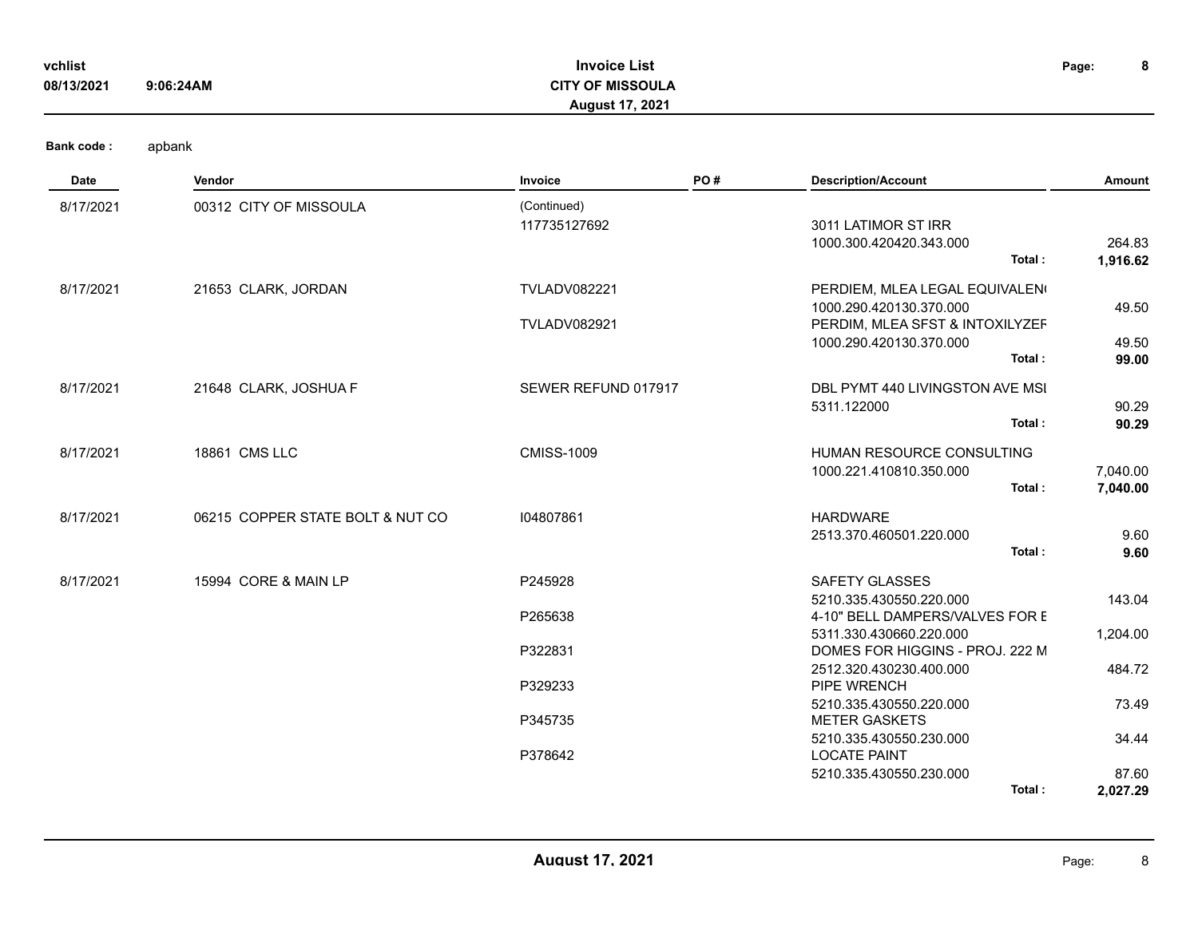**Bank code :** apbank

| Date | Vendor | Invoice | PO # | Description/Account | | Amount |
|---|---|---|---|---|---|---|
| 8/17/2021 | 00312 CITY OF MISSOULA | (Continued) | | | | |
| | | 117735127692 | | 3011 LATIMOR ST IRR | | |
| | | | | 1000.300.420420.343.000 | | 264.83 |
| | | | | | **Total :** | **1,916.62** |
| 8/17/2021 | 21653 CLARK, JORDAN | TVLADV082221 | | PERDIEM, MLEA LEGAL EQUIVALEN( | | |
| | | | | 1000.290.420130.370.000 | | 49.50 |
| | | TVLADV082921 | | PERDIM, MLEA SFST & INTOXILYZEF | | |
| | | | | 1000.290.420130.370.000 | | 49.50 |
| | | | | | **Total :** | **99.00** |
| 8/17/2021 | 21648 CLARK, JOSHUA F | SEWER REFUND 017917 | | DBL PYMT 440 LIVINGSTON AVE MSI | | |
| | | | | 5311.122000 | | 90.29 |
| | | | | | **Total :** | **90.29** |
| 8/17/2021 | 18861 CMS LLC | CMISS-1009 | | HUMAN RESOURCE CONSULTING | | |
| | | | | 1000.221.410810.350.000 | | 7,040.00 |
| | | | | | **Total :** | **7,040.00** |
| 8/17/2021 | 06215 COPPER STATE BOLT & NUT CO | I04807861 | | HARDWARE | | |
| | | | | 2513.370.460501.220.000 | | 9.60 |
| | | | | | **Total :** | **9.60** |
| 8/17/2021 | 15994 CORE & MAIN LP | P245928 | | SAFETY GLASSES | | |
| | | | | 5210.335.430550.220.000 | | 143.04 |
| | | P265638 | | 4-10" BELL DAMPERS/VALVES FOR E | | |
| | | | | 5311.330.430660.220.000 | | 1,204.00 |
| | | P322831 | | DOMES FOR HIGGINS - PROJ. 222 M | | |
| | | | | 2512.320.430230.400.000 | | 484.72 |
| | | P329233 | | PIPE WRENCH | | |
| | | | | 5210.335.430550.220.000 | | 73.49 |
| | | P345735 | | METER GASKETS | | |
| | | | | 5210.335.430550.230.000 | | 34.44 |
| | | P378642 | | LOCATE PAINT | | |
| | | | | 5210.335.430550.230.000 | | 87.60 |
| | | | | | **Total :** | **2,027.29** |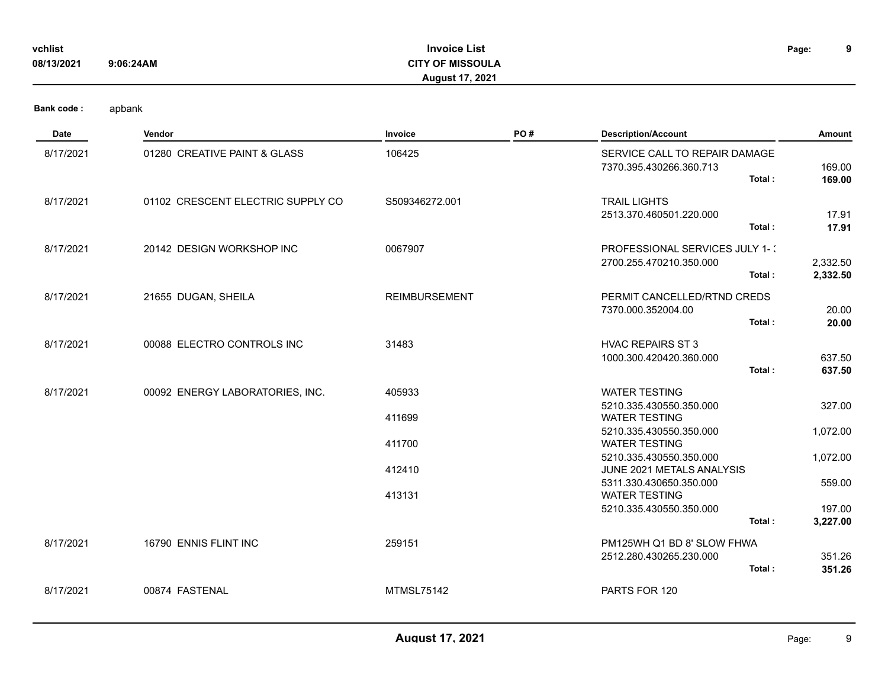**vchlist** **Invoice List**
**08/13/2021** **9:06:24AM** **CITY OF MISSOULA**
**August 17, 2021**

**Bank code :** apbank

| Date | Vendor | Invoice | PO # | Description/Account | Amount |
|---|---|---|---|---|---|
| 8/17/2021 | 01280 CREATIVE PAINT & GLASS | 106425 | | SERVICE CALL TO REPAIR DAMAGE | |
| | | | | 7370.395.430266.360.713 | 169.00 |
| | | | | **Total :** | **169.00** |
| 8/17/2021 | 01102 CRESCENT ELECTRIC SUPPLY CO | S509346272.001 | | TRAIL LIGHTS | |
| | | | | 2513.370.460501.220.000 | 17.91 |
| | | | | **Total :** | **17.91** |
| 8/17/2021 | 20142 DESIGN WORKSHOP INC | 0067907 | | PROFESSIONAL SERVICES JULY 1- 3 | |
| | | | | 2700.255.470210.350.000 | 2,332.50 |
| | | | | **Total :** | **2,332.50** |
| 8/17/2021 | 21655 DUGAN, SHEILA | REIMBURSEMENT | | PERMIT CANCELLED/RTND CREDS | |
| | | | | 7370.000.352004.00 | 20.00 |
| | | | | **Total :** | **20.00** |
| 8/17/2021 | 00088 ELECTRO CONTROLS INC | 31483 | | HVAC REPAIRS ST 3 | |
| | | | | 1000.300.420420.360.000 | 637.50 |
| | | | | **Total :** | **637.50** |
| 8/17/2021 | 00092 ENERGY LABORATORIES, INC. | 405933 | | WATER TESTING | |
| | | | | 5210.335.430550.350.000 | 327.00 |
| | | 411699 | | WATER TESTING | |
| | | | | 5210.335.430550.350.000 | 1,072.00 |
| | | 411700 | | WATER TESTING | |
| | | | | 5210.335.430550.350.000 | 1,072.00 |
| | | 412410 | | JUNE 2021 METALS ANALYSIS | |
| | | | | 5311.330.430650.350.000 | 559.00 |
| | | 413131 | | WATER TESTING | |
| | | | | 5210.335.430550.350.000 | 197.00 |
| | | | | **Total :** | **3,227.00** |
| 8/17/2021 | 16790 ENNIS FLINT INC | 259151 | | PM125WH Q1 BD 8' SLOW FHWA | |
| | | | | 2512.280.430265.230.000 | 351.26 |
| | | | | **Total :** | **351.26** |
| 8/17/2021 | 00874 FASTENAL | MTMSL75142 | | PARTS FOR 120 | |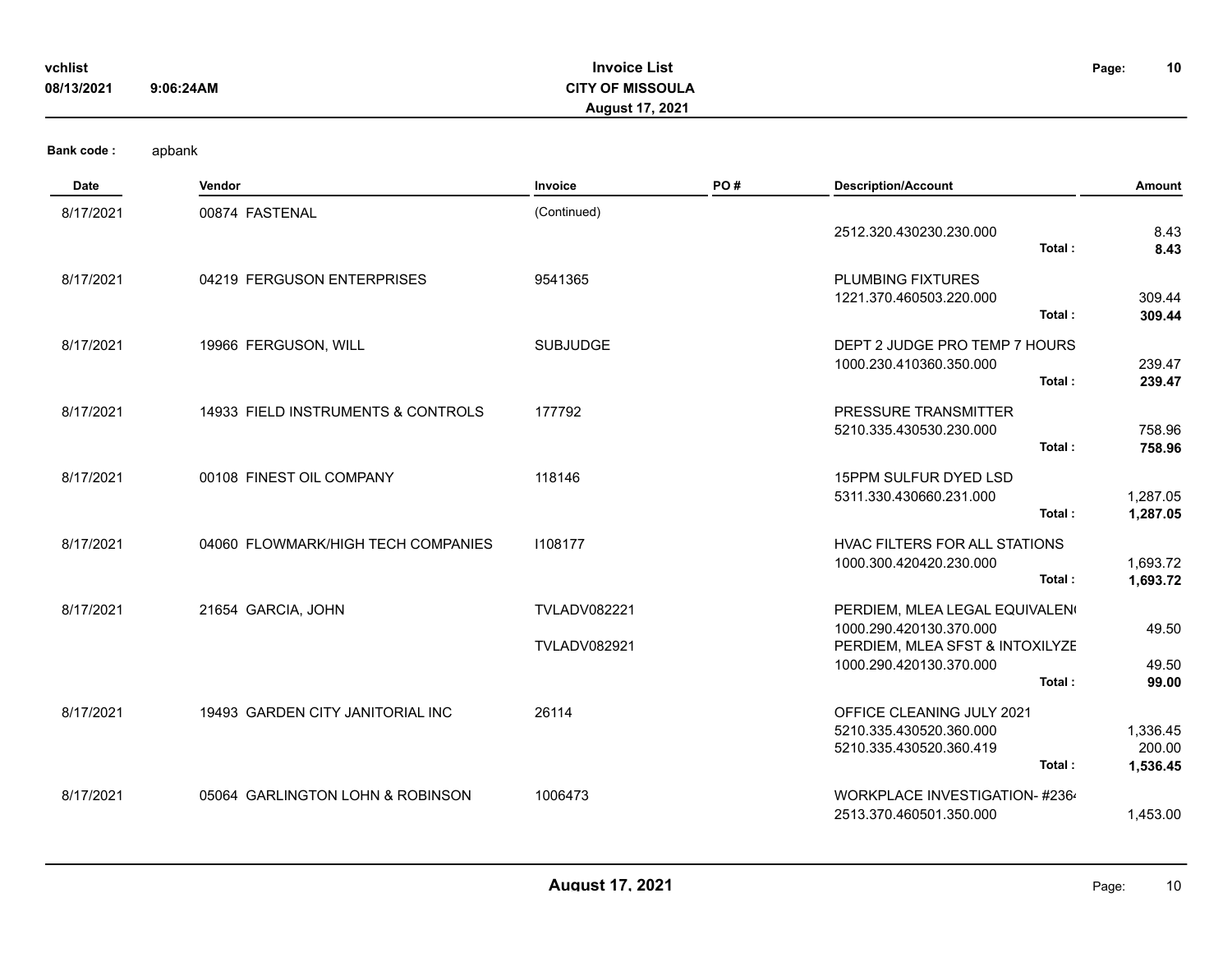Bank code : apbank

| Date | Vendor | Invoice | PO # | Description/Account | | Amount |
|---|---|---|---|---|---|---|
| 8/17/2021 | 00874 FASTENAL | (Continued) | | | | |
| | | | | 2512.320.430230.230.000 | | 8.43 |
| | | | | | **Total :** | **8.43** |
| 8/17/2021 | 04219 FERGUSON ENTERPRISES | 9541365 | | PLUMBING FIXTURES | | |
| | | | | 1221.370.460503.220.000 | | 309.44 |
| | | | | | **Total :** | **309.44** |
| 8/17/2021 | 19966 FERGUSON, WILL | SUBJUDGE | | DEPT 2 JUDGE PRO TEMP 7 HOURS | | |
| | | | | 1000.230.410360.350.000 | | 239.47 |
| | | | | | **Total :** | **239.47** |
| 8/17/2021 | 14933 FIELD INSTRUMENTS & CONTROLS | 177792 | | PRESSURE TRANSMITTER | | |
| | | | | 5210.335.430530.230.000 | | 758.96 |
| | | | | | **Total :** | **758.96** |
| 8/17/2021 | 00108 FINEST OIL COMPANY | 118146 | | 15PPM SULFUR DYED LSD | | |
| | | | | 5311.330.430660.231.000 | | 1,287.05 |
| | | | | | **Total :** | **1,287.05** |
| 8/17/2021 | 04060 FLOWMARK/HIGH TECH COMPANIES | I108177 | | HVAC FILTERS FOR ALL STATIONS | | |
| | | | | 1000.300.420420.230.000 | | 1,693.72 |
| | | | | | **Total :** | **1,693.72** |
| 8/17/2021 | 21654 GARCIA, JOHN | TVLADV082221 | | PERDIEM, MLEA LEGAL EQUIVALEN( | | |
| | | | | 1000.290.420130.370.000 | | 49.50 |
| | | TVLADV082921 | | PERDIEM, MLEA SFST & INTOXILYZE | | |
| | | | | 1000.290.420130.370.000 | | 49.50 |
| | | | | | **Total :** | **99.00** |
| 8/17/2021 | 19493 GARDEN CITY JANITORIAL INC | 26114 | | OFFICE CLEANING JULY 2021 | | |
| | | | | 5210.335.430520.360.000 | | 1,336.45 |
| | | | | 5210.335.430520.360.419 | | 200.00 |
| | | | | | **Total :** | **1,536.45** |
| 8/17/2021 | 05064 GARLINGTON LOHN & ROBINSON | 1006473 | | WORKPLACE INVESTIGATION- #236 | | |
| | | | | 2513.370.460501.350.000 | | 1,453.00 |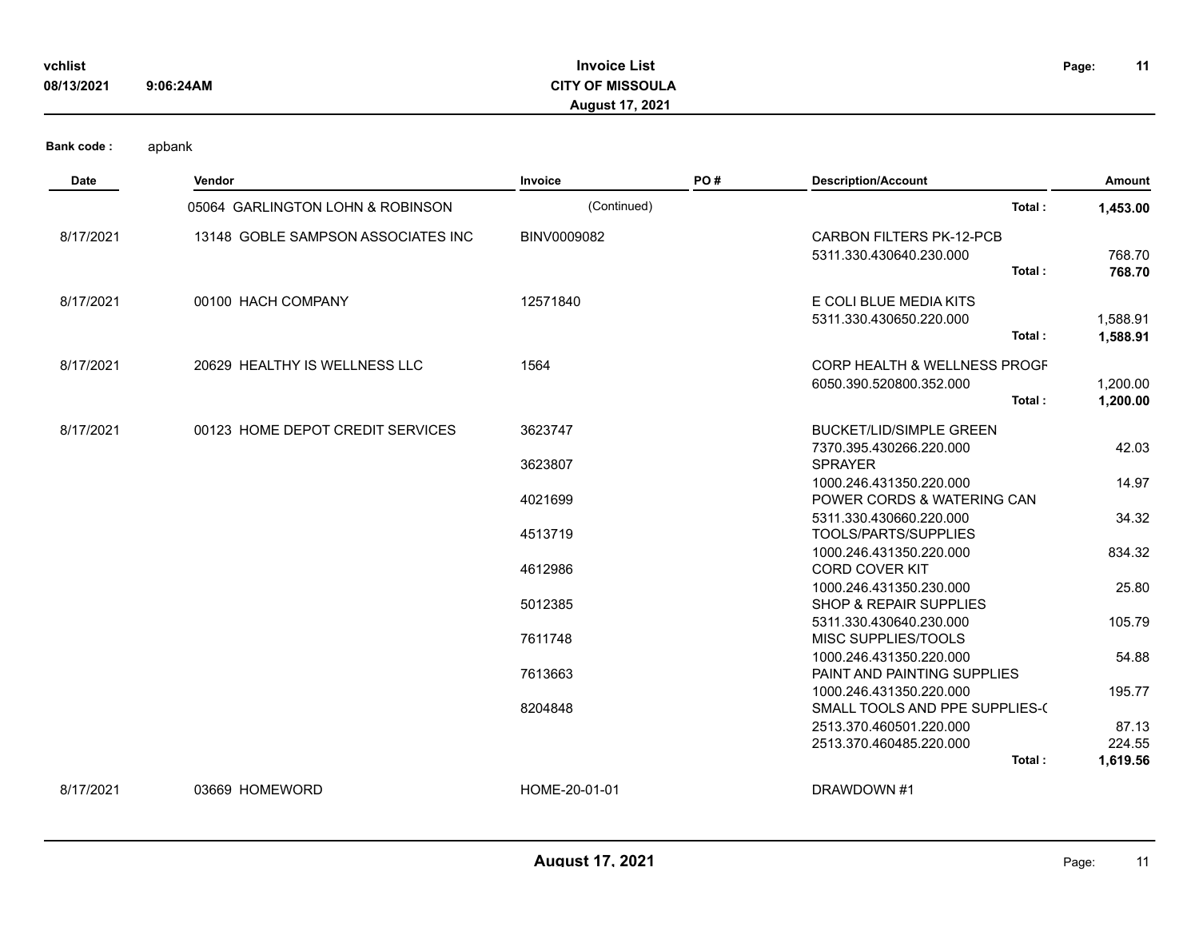**Bank code :** apbank

| Date | Vendor | Invoice | PO # | Description/Account | Amount |
|---|---|---|---|---|---|
| | 05064 GARLINGTON LOHN & ROBINSON | (Continued) | | **Total :** | **1,453.00** |
| 8/17/2021 | 13148 GOBLE SAMPSON ASSOCIATES INC | BINV0009082 | | CARBON FILTERS PK-12-PCB | |
| | | | | 5311.330.430640.230.000 | 768.70 |
| | | | | **Total :** | **768.70** |
| 8/17/2021 | 00100 HACH COMPANY | 12571840 | | E COLI BLUE MEDIA KITS | |
| | | | | 5311.330.430650.220.000 | 1,588.91 |
| | | | | **Total :** | **1,588.91** |
| 8/17/2021 | 20629 HEALTHY IS WELLNESS LLC | 1564 | | CORP HEALTH & WELLNESS PROGF | |
| | | | | 6050.390.520800.352.000 | 1,200.00 |
| | | | | **Total :** | **1,200.00** |
| 8/17/2021 | 00123 HOME DEPOT CREDIT SERVICES | 3623747 | | BUCKET/LID/SIMPLE GREEN | |
| | | | | 7370.395.430266.220.000 | 42.03 |
| | | 3623807 | | SPRAYER | |
| | | | | 1000.246.431350.220.000 | 14.97 |
| | | 4021699 | | POWER CORDS & WATERING CAN | |
| | | | | 5311.330.430660.220.000 | 34.32 |
| | | 4513719 | | TOOLS/PARTS/SUPPLIES | |
| | | | | 1000.246.431350.220.000 | 834.32 |
| | | 4612986 | | CORD COVER KIT | |
| | | | | 1000.246.431350.230.000 | 25.80 |
| | | 5012385 | | SHOP & REPAIR SUPPLIES | |
| | | | | 5311.330.430640.230.000 | 105.79 |
| | | 7611748 | | MISC SUPPLIES/TOOLS | |
| | | | | 1000.246.431350.220.000 | 54.88 |
| | | 7613663 | | PAINT AND PAINTING SUPPLIES | |
| | | | | 1000.246.431350.220.000 | 195.77 |
| | | 8204848 | | SMALL TOOLS AND PPE SUPPLIES-( | |
| | | | | 2513.370.460501.220.000 | 87.13 |
| | | | | 2513.370.460485.220.000 | 224.55 |
| | | | | **Total :** | **1,619.56** |
| 8/17/2021 | 03669 HOMEWORD | HOME-20-01-01 | | DRAWDOWN #1 | |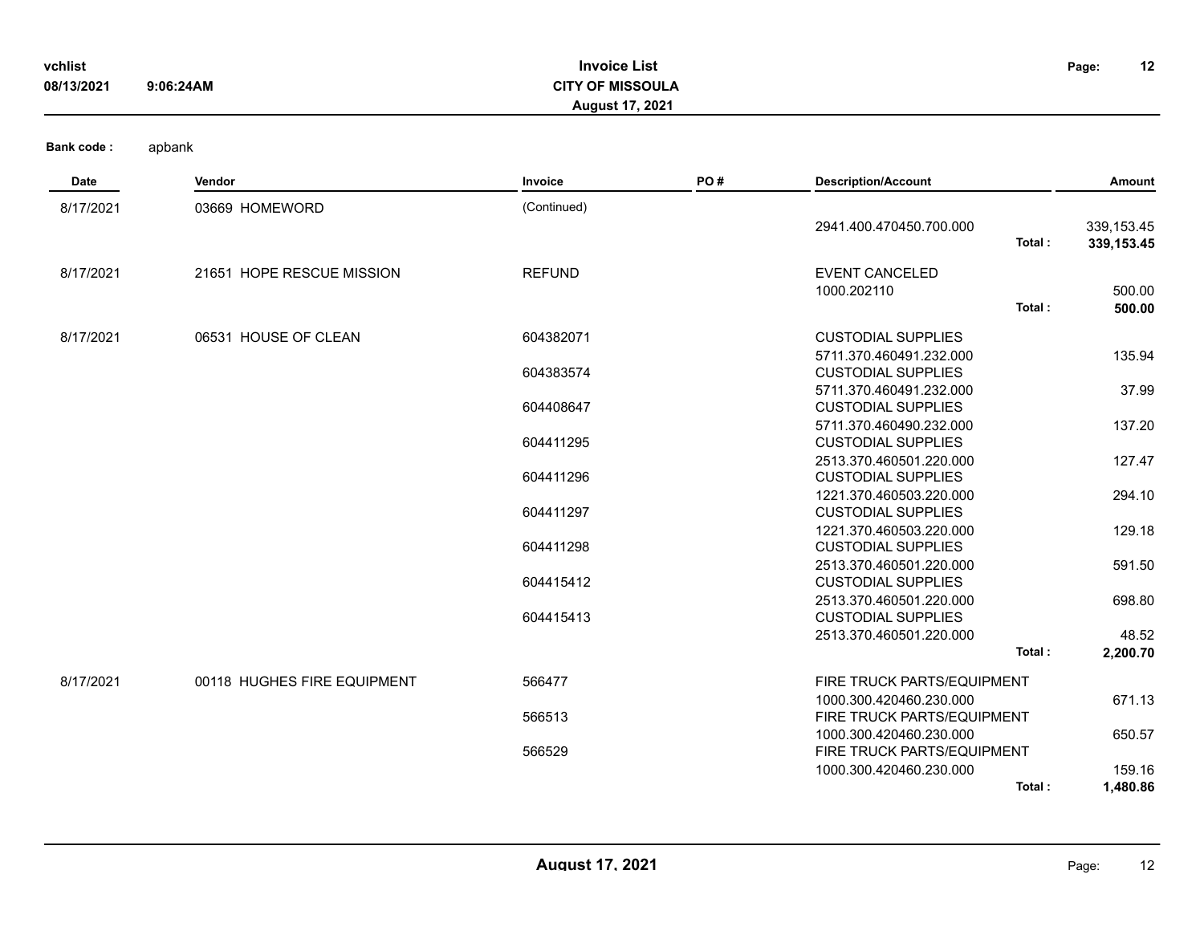**Bank code :** apbank

| Date | Vendor | Invoice | PO # | Description/Account | | Amount |
|---|---|---|---|---|---|---|
| 8/17/2021 | 03669 HOMEWORD | (Continued) | | | | |
| | | | | 2941.400.470450.700.000 | | 339,153.45 |
| | | | | | **Total :** | **339,153.45** |
| 8/17/2021 | 21651 HOPE RESCUE MISSION | REFUND | | EVENT CANCELED | | |
| | | | | 1000.202110 | | 500.00 |
| | | | | | **Total :** | **500.00** |
| 8/17/2021 | 06531 HOUSE OF CLEAN | 604382071 | | CUSTODIAL SUPPLIES | | |
| | | | | 5711.370.460491.232.000 | | 135.94 |
| | | 604383574 | | CUSTODIAL SUPPLIES | | |
| | | | | 5711.370.460491.232.000 | | 37.99 |
| | | 604408647 | | CUSTODIAL SUPPLIES | | |
| | | | | 5711.370.460490.232.000 | | 137.20 |
| | | 604411295 | | CUSTODIAL SUPPLIES | | |
| | | | | 2513.370.460501.220.000 | | 127.47 |
| | | 604411296 | | CUSTODIAL SUPPLIES | | |
| | | | | 1221.370.460503.220.000 | | 294.10 |
| | | 604411297 | | CUSTODIAL SUPPLIES | | |
| | | | | 1221.370.460503.220.000 | | 129.18 |
| | | 604411298 | | CUSTODIAL SUPPLIES | | |
| | | | | 2513.370.460501.220.000 | | 591.50 |
| | | 604415412 | | CUSTODIAL SUPPLIES | | |
| | | | | 2513.370.460501.220.000 | | 698.80 |
| | | 604415413 | | CUSTODIAL SUPPLIES | | |
| | | | | 2513.370.460501.220.000 | | 48.52 |
| | | | | | **Total :** | **2,200.70** |
| 8/17/2021 | 00118 HUGHES FIRE EQUIPMENT | 566477 | | FIRE TRUCK PARTS/EQUIPMENT | | |
| | | | | 1000.300.420460.230.000 | | 671.13 |
| | | 566513 | | FIRE TRUCK PARTS/EQUIPMENT | | |
| | | | | 1000.300.420460.230.000 | | 650.57 |
| | | 566529 | | FIRE TRUCK PARTS/EQUIPMENT | | |
| | | | | 1000.300.420460.230.000 | | 159.16 |
| | | | | | **Total :** | **1,480.86** |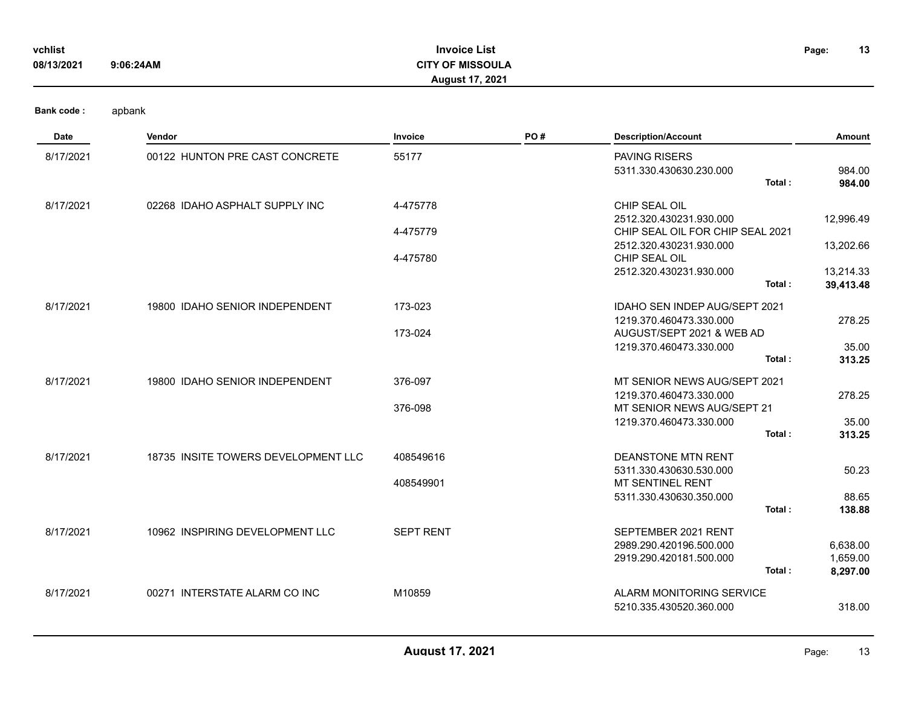**Bank code :** apbank

| Date | Vendor | Invoice | PO # | Description/Account | Amount |
|---|---|---|---|---|---|
| 8/17/2021 | 00122 HUNTON PRE CAST CONCRETE | 55177 | | PAVING RISERS | |
| | | | | 5311.330.430630.230.000 | 984.00 |
| | | | | **Total :** | **984.00** |
| 8/17/2021 | 02268 IDAHO ASPHALT SUPPLY INC | 4-475778 | | CHIP SEAL OIL | |
| | | | | 2512.320.430231.930.000 | 12,996.49 |
| | | 4-475779 | | CHIP SEAL OIL FOR CHIP SEAL 2021 | |
| | | | | 2512.320.430231.930.000 | 13,202.66 |
| | | 4-475780 | | CHIP SEAL OIL | |
| | | | | 2512.320.430231.930.000 | 13,214.33 |
| | | | | **Total :** | **39,413.48** |
| 8/17/2021 | 19800 IDAHO SENIOR INDEPENDENT | 173-023 | | IDAHO SEN INDEP AUG/SEPT 2021 | |
| | | | | 1219.370.460473.330.000 | 278.25 |
| | | 173-024 | | AUGUST/SEPT 2021 & WEB AD | |
| | | | | 1219.370.460473.330.000 | 35.00 |
| | | | | **Total :** | **313.25** |
| 8/17/2021 | 19800 IDAHO SENIOR INDEPENDENT | 376-097 | | MT SENIOR NEWS AUG/SEPT 2021 | |
| | | | | 1219.370.460473.330.000 | 278.25 |
| | | 376-098 | | MT SENIOR NEWS AUG/SEPT 21 | |
| | | | | 1219.370.460473.330.000 | 35.00 |
| | | | | **Total :** | **313.25** |
| 8/17/2021 | 18735 INSITE TOWERS DEVELOPMENT LLC | 408549616 | | DEANSTONE MTN RENT | |
| | | | | 5311.330.430630.530.000 | 50.23 |
| | | 408549901 | | MT SENTINEL RENT | |
| | | | | 5311.330.430630.350.000 | 88.65 |
| | | | | **Total :** | **138.88** |
| 8/17/2021 | 10962 INSPIRING DEVELOPMENT LLC | SEPT RENT | | SEPTEMBER 2021 RENT | |
| | | | | 2989.290.420196.500.000 | 6,638.00 |
| | | | | 2919.290.420181.500.000 | 1,659.00 |
| | | | | **Total :** | **8,297.00** |
| 8/17/2021 | 00271 INTERSTATE ALARM CO INC | M10859 | | ALARM MONITORING SERVICE | |
| | | | | 5210.335.430520.360.000 | 318.00 |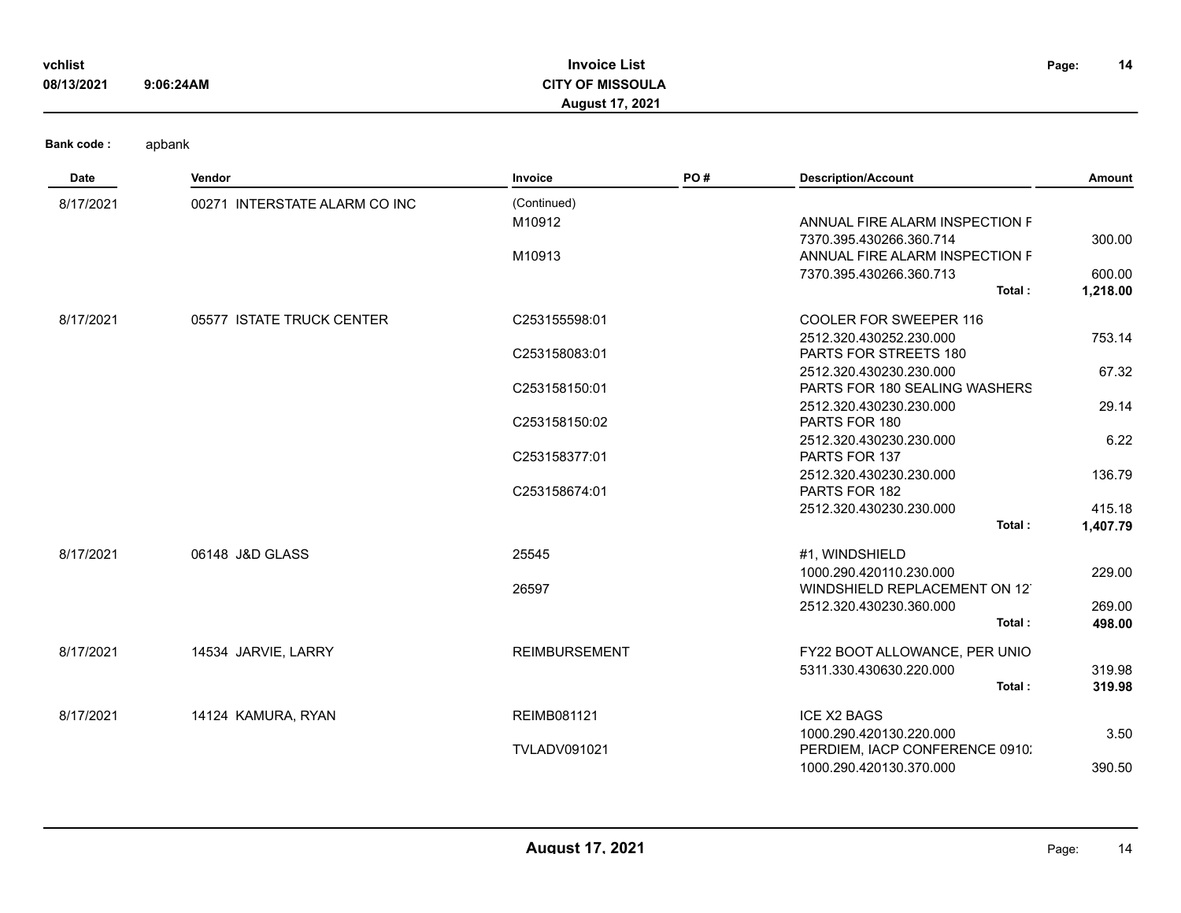**Bank code :** apbank

| Date | Vendor | Invoice | PO # | Description/Account | Amount |
|---|---|---|---|---|---|
| 8/17/2021 | 00271 INTERSTATE ALARM CO INC | (Continued) | | | |
| | | M10912 | | ANNUAL FIRE ALARM INSPECTION F | |
| | | | | 7370.395.430266.360.714 | 300.00 |
| | | M10913 | | ANNUAL FIRE ALARM INSPECTION F | |
| | | | | 7370.395.430266.360.713 | 600.00 |
| | | | | **Total :** | **1,218.00** |
| 8/17/2021 | 05577 ISTATE TRUCK CENTER | C253155598:01 | | COOLER FOR SWEEPER 116 | |
| | | | | 2512.320.430252.230.000 | 753.14 |
| | | C253158083:01 | | PARTS FOR STREETS 180 | |
| | | | | 2512.320.430230.230.000 | 67.32 |
| | | C253158150:01 | | PARTS FOR 180 SEALING WASHERS | |
| | | | | 2512.320.430230.230.000 | 29.14 |
| | | C253158150:02 | | PARTS FOR 180 | |
| | | | | 2512.320.430230.230.000 | 6.22 |
| | | C253158377:01 | | PARTS FOR 137 | |
| | | | | 2512.320.430230.230.000 | 136.79 |
| | | C253158674:01 | | PARTS FOR 182 | |
| | | | | 2512.320.430230.230.000 | 415.18 |
| | | | | **Total :** | **1,407.79** |
| 8/17/2021 | 06148 J&D GLASS | 25545 | | #1, WINDSHIELD | |
| | | | | 1000.290.420110.230.000 | 229.00 |
| | | 26597 | | WINDSHIELD REPLACEMENT ON 12 | |
| | | | | 2512.320.430230.360.000 | 269.00 |
| | | | | **Total :** | **498.00** |
| 8/17/2021 | 14534 JARVIE, LARRY | REIMBURSEMENT | | FY22 BOOT ALLOWANCE, PER UNIO | |
| | | | | 5311.330.430630.220.000 | 319.98 |
| | | | | **Total :** | **319.98** |
| 8/17/2021 | 14124 KAMURA, RYAN | REIMB081121 | | ICE X2 BAGS | |
| | | | | 1000.290.420130.220.000 | 3.50 |
| | | TVLADV091021 | | PERDIEM, IACP CONFERENCE 0910 | |
| | | | | 1000.290.420130.370.000 | 390.50 |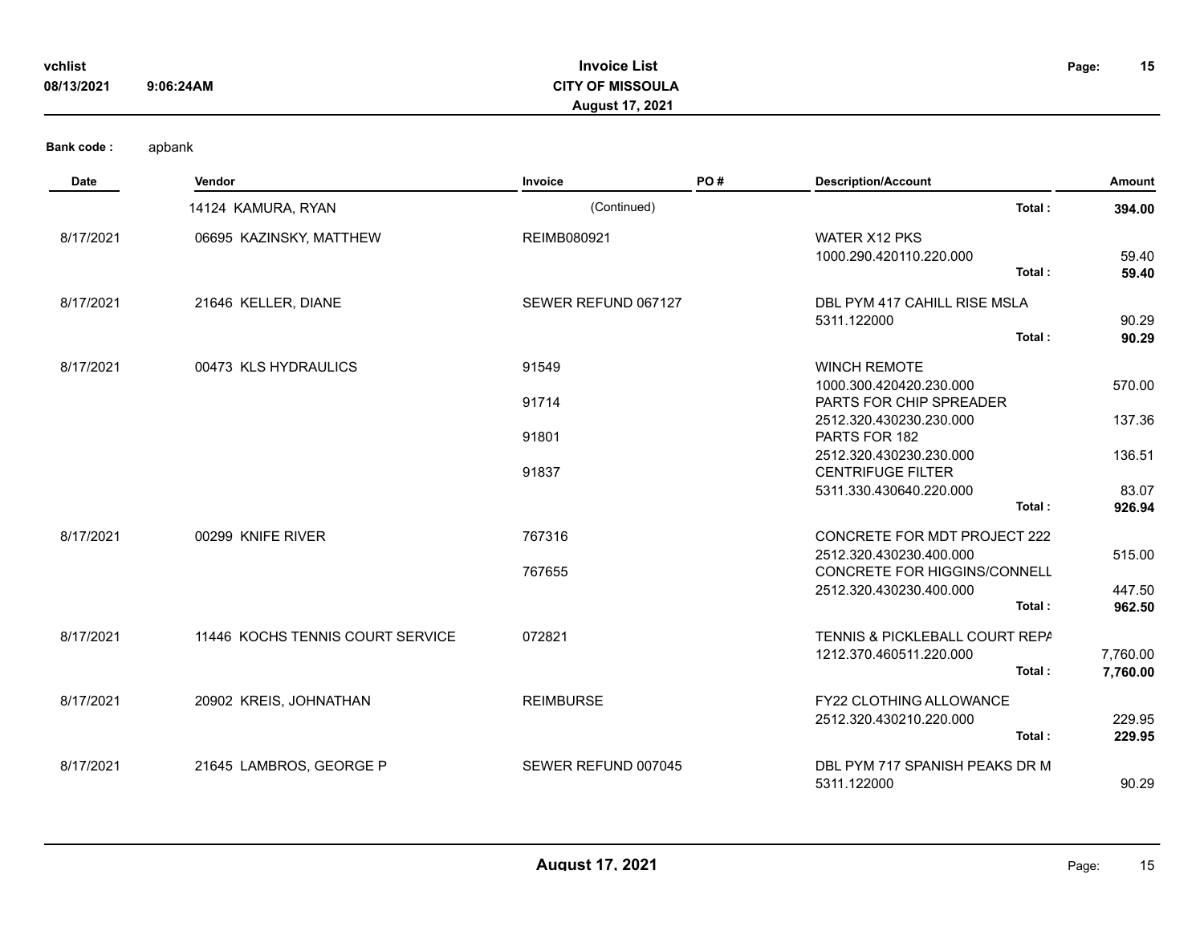**Bank code :** apbank

| Date | Vendor | Invoice | PO # | Description/Account | | Amount |
|---|---|---|---|---|---|---|
| | 14124 KAMURA, RYAN | (Continued) | | | Total : | **394.00** |
| 8/17/2021 | 06695 KAZINSKY, MATTHEW | REIMB080921 | | WATER X12 PKS | | |
| | | | | 1000.290.420110.220.000 | | 59.40 |
| | | | | | Total : | **59.40** |
| 8/17/2021 | 21646 KELLER, DIANE | SEWER REFUND 067127 | | DBL PYM 417 CAHILL RISE MSLA | | |
| | | | | 5311.122000 | | 90.29 |
| | | | | | Total : | **90.29** |
| 8/17/2021 | 00473 KLS HYDRAULICS | 91549 | | WINCH REMOTE | | |
| | | | | 1000.300.420420.230.000 | | 570.00 |
| | | 91714 | | PARTS FOR CHIP SPREADER | | |
| | | | | 2512.320.430230.230.000 | | 137.36 |
| | | 91801 | | PARTS FOR 182 | | |
| | | | | 2512.320.430230.230.000 | | 136.51 |
| | | 91837 | | CENTRIFUGE FILTER | | |
| | | | | 5311.330.430640.220.000 | | 83.07 |
| | | | | | Total : | **926.94** |
| 8/17/2021 | 00299 KNIFE RIVER | 767316 | | CONCRETE FOR MDT PROJECT 222 | | |
| | | | | 2512.320.430230.400.000 | | 515.00 |
| | | 767655 | | CONCRETE FOR HIGGINS/CONNELL | | |
| | | | | 2512.320.430230.400.000 | | 447.50 |
| | | | | | Total : | **962.50** |
| 8/17/2021 | 11446 KOCHS TENNIS COURT SERVICE | 072821 | | TENNIS & PICKLEBALL COURT REPA | | |
| | | | | 1212.370.460511.220.000 | | 7,760.00 |
| | | | | | Total : | **7,760.00** |
| 8/17/2021 | 20902 KREIS, JOHNATHAN | REIMBURSE | | FY22 CLOTHING ALLOWANCE | | |
| | | | | 2512.320.430210.220.000 | | 229.95 |
| | | | | | Total : | **229.95** |
| 8/17/2021 | 21645 LAMBROS, GEORGE P | SEWER REFUND 007045 | | DBL PYM 717 SPANISH PEAKS DR M | | |
| | | | | 5311.122000 | | 90.29 |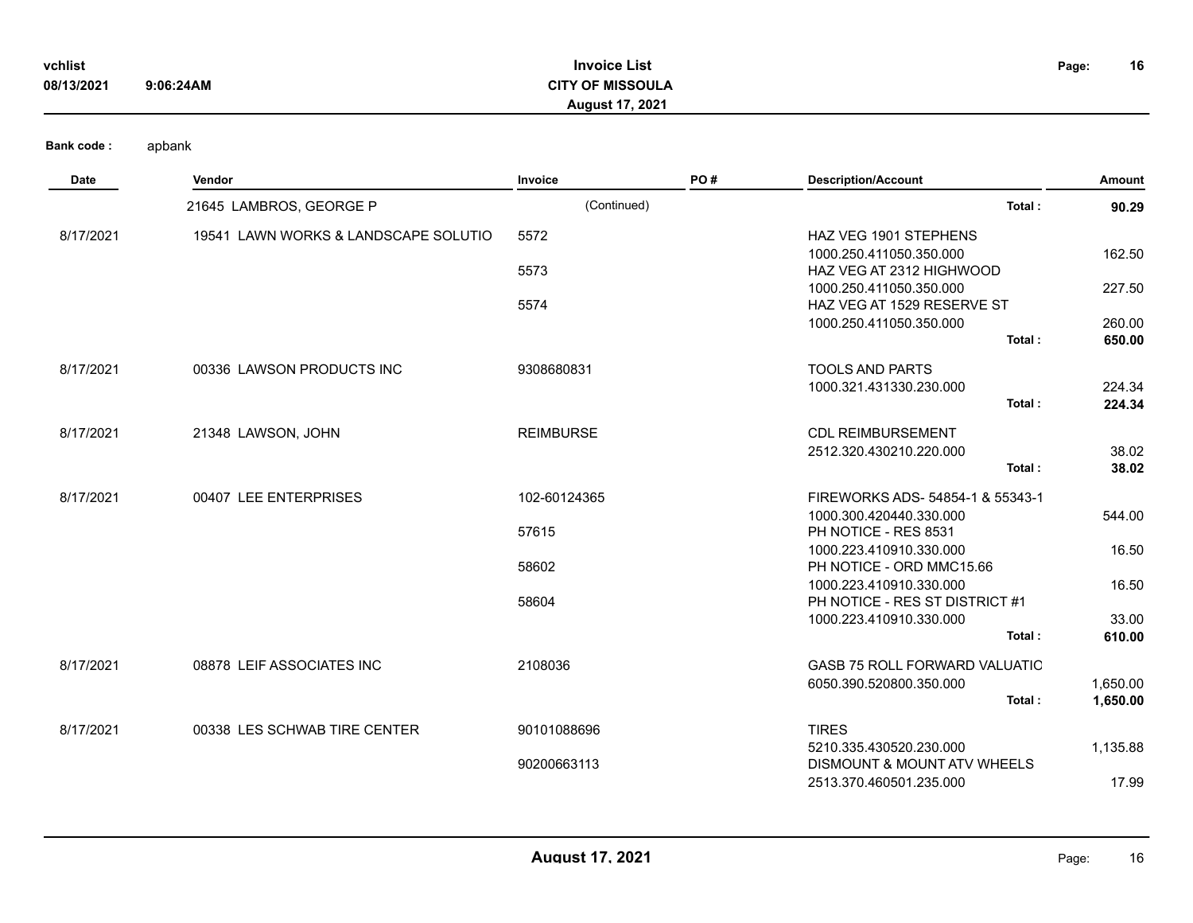**Bank code :** apbank

| Date | Vendor | Invoice | PO # | Description/Account | Amount |
|---|---|---|---|---|---|
| | 21645 LAMBROS, GEORGE P | (Continued) | | **Total :** | **90.29** |
| 8/17/2021 | 19541 LAWN WORKS & LANDSCAPE SOLUTIO | 5572 | | HAZ VEG 1901 STEPHENS | |
| | | | | 1000.250.411050.350.000 | 162.50 |
| | | 5573 | | HAZ VEG AT 2312 HIGHWOOD | |
| | | | | 1000.250.411050.350.000 | 227.50 |
| | | 5574 | | HAZ VEG AT 1529 RESERVE ST | |
| | | | | 1000.250.411050.350.000 | 260.00 |
| | | | | **Total :** | **650.00** |
| 8/17/2021 | 00336 LAWSON PRODUCTS INC | 9308680831 | | TOOLS AND PARTS | |
| | | | | 1000.321.431330.230.000 | 224.34 |
| | | | | **Total :** | **224.34** |
| 8/17/2021 | 21348 LAWSON, JOHN | REIMBURSE | | CDL REIMBURSEMENT | |
| | | | | 2512.320.430210.220.000 | 38.02 |
| | | | | **Total :** | **38.02** |
| 8/17/2021 | 00407 LEE ENTERPRISES | 102-60124365 | | FIREWORKS ADS- 54854-1 & 55343-1 | |
| | | | | 1000.300.420440.330.000 | 544.00 |
| | | 57615 | | PH NOTICE - RES 8531 | |
| | | | | 1000.223.410910.330.000 | 16.50 |
| | | 58602 | | PH NOTICE - ORD MMC15.66 | |
| | | | | 1000.223.410910.330.000 | 16.50 |
| | | 58604 | | PH NOTICE - RES ST DISTRICT #1 | |
| | | | | 1000.223.410910.330.000 | 33.00 |
| | | | | **Total :** | **610.00** |
| 8/17/2021 | 08878 LEIF ASSOCIATES INC | 2108036 | | GASB 75 ROLL FORWARD VALUATIC | |
| | | | | 6050.390.520800.350.000 | 1,650.00 |
| | | | | **Total :** | **1,650.00** |
| 8/17/2021 | 00338 LES SCHWAB TIRE CENTER | 90101088696 | | TIRES | |
| | | | | 5210.335.430520.230.000 | 1,135.88 |
| | | 90200663113 | | DISMOUNT & MOUNT ATV WHEELS | |
| | | | | 2513.370.460501.235.000 | 17.99 |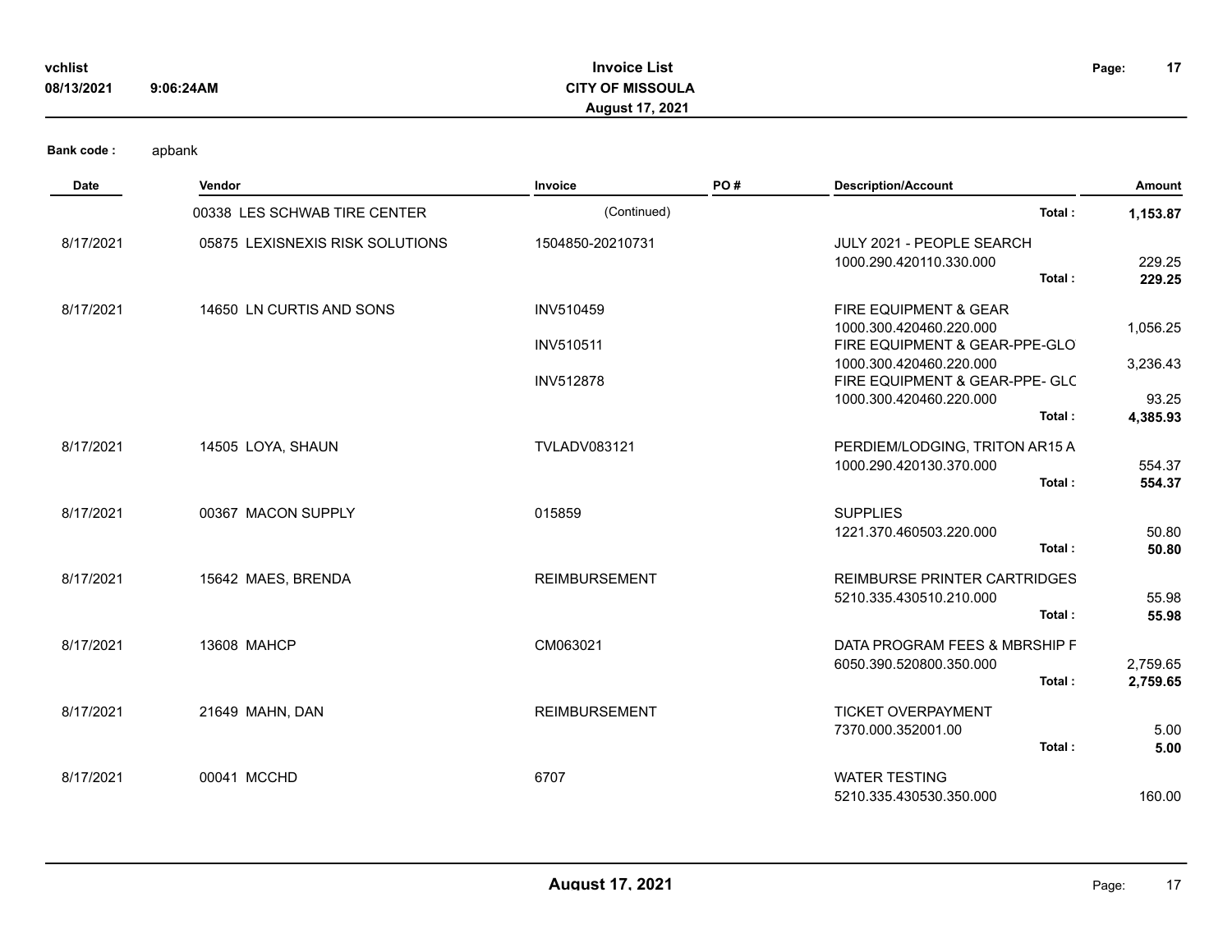**Bank code :** apbank

| Date | Vendor | Invoice | PO # | Description/Account | | Amount |
|---|---|---|---|---|---|---|
| | 00338 LES SCHWAB TIRE CENTER | (Continued) | | | **Total :** | **1,153.87** |
| 8/17/2021 | 05875 LEXISNEXIS RISK SOLUTIONS | 1504850-20210731 | | JULY 2021 - PEOPLE SEARCH | | |
| | | | | 1000.290.420110.330.000 | | 229.25 |
| | | | | | **Total :** | **229.25** |
| 8/17/2021 | 14650 LN CURTIS AND SONS | INV510459 | | FIRE EQUIPMENT & GEAR | | |
| | | | | 1000.300.420460.220.000 | | 1,056.25 |
| | | INV510511 | | FIRE EQUIPMENT & GEAR-PPE-GLO | | |
| | | | | 1000.300.420460.220.000 | | 3,236.43 |
| | | INV512878 | | FIRE EQUIPMENT & GEAR-PPE- GLC | | |
| | | | | 1000.300.420460.220.000 | | 93.25 |
| | | | | | **Total :** | **4,385.93** |
| 8/17/2021 | 14505 LOYA, SHAUN | TVLADV083121 | | PERDIEM/LODGING, TRITON AR15 A | | |
| | | | | 1000.290.420130.370.000 | | 554.37 |
| | | | | | **Total :** | **554.37** |
| 8/17/2021 | 00367 MACON SUPPLY | 015859 | | SUPPLIES | | |
| | | | | 1221.370.460503.220.000 | | 50.80 |
| | | | | | **Total :** | **50.80** |
| 8/17/2021 | 15642 MAES, BRENDA | REIMBURSEMENT | | REIMBURSE PRINTER CARTRIDGES | | |
| | | | | 5210.335.430510.210.000 | | 55.98 |
| | | | | | **Total :** | **55.98** |
| 8/17/2021 | 13608 MAHCP | CM063021 | | DATA PROGRAM FEES & MBRSHIP F | | |
| | | | | 6050.390.520800.350.000 | | 2,759.65 |
| | | | | | **Total :** | **2,759.65** |
| 8/17/2021 | 21649 MAHN, DAN | REIMBURSEMENT | | TICKET OVERPAYMENT | | |
| | | | | 7370.000.352001.00 | | 5.00 |
| | | | | | **Total :** | **5.00** |
| 8/17/2021 | 00041 MCCHD | 6707 | | WATER TESTING | | |
| | | | | 5210.335.430530.350.000 | | 160.00 |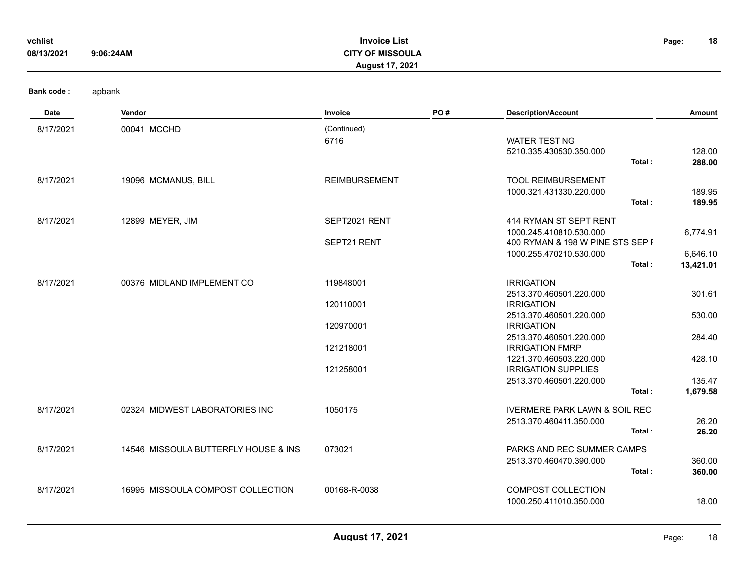**Bank code :** apbank

| Date | Vendor | Invoice | PO # | Description/Account | | Amount |
|---|---|---|---|---|---|---|
| 8/17/2021 | 00041 MCCHD | (Continued) | | | | |
| | | 6716 | | WATER TESTING | | |
| | | | | 5210.335.430530.350.000 | | 128.00 |
| | | | | | **Total :** | **288.00** |
| 8/17/2021 | 19096 MCMANUS, BILL | REIMBURSEMENT | | TOOL REIMBURSEMENT | | |
| | | | | 1000.321.431330.220.000 | | 189.95 |
| | | | | | **Total :** | **189.95** |
| 8/17/2021 | 12899 MEYER, JIM | SEPT2021 RENT | | 414 RYMAN ST SEPT RENT | | |
| | | | | 1000.245.410810.530.000 | | 6,774.91 |
| | | SEPT21 RENT | | 400 RYMAN & 198 W PINE STS SEP F | | |
| | | | | 1000.255.470210.530.000 | | 6,646.10 |
| | | | | | **Total :** | **13,421.01** |
| 8/17/2021 | 00376 MIDLAND IMPLEMENT CO | 119848001 | | IRRIGATION | | |
| | | | | 2513.370.460501.220.000 | | 301.61 |
| | | 120110001 | | IRRIGATION | | |
| | | | | 2513.370.460501.220.000 | | 530.00 |
| | | 120970001 | | IRRIGATION | | |
| | | | | 2513.370.460501.220.000 | | 284.40 |
| | | 121218001 | | IRRIGATION FMRP | | |
| | | | | 1221.370.460503.220.000 | | 428.10 |
| | | 121258001 | | IRRIGATION SUPPLIES | | |
| | | | | 2513.370.460501.220.000 | | 135.47 |
| | | | | | **Total :** | **1,679.58** |
| 8/17/2021 | 02324 MIDWEST LABORATORIES INC | 1050175 | | IVERMERE PARK LAWN & SOIL REC | | |
| | | | | 2513.370.460411.350.000 | | 26.20 |
| | | | | | **Total :** | **26.20** |
| 8/17/2021 | 14546 MISSOULA BUTTERFLY HOUSE & INS | 073021 | | PARKS AND REC SUMMER CAMPS | | |
| | | | | 2513.370.460470.390.000 | | 360.00 |
| | | | | | **Total :** | **360.00** |
| 8/17/2021 | 16995 MISSOULA COMPOST COLLECTION | 00168-R-0038 | | COMPOST COLLECTION | | |
| | | | | 1000.250.411010.350.000 | | 18.00 |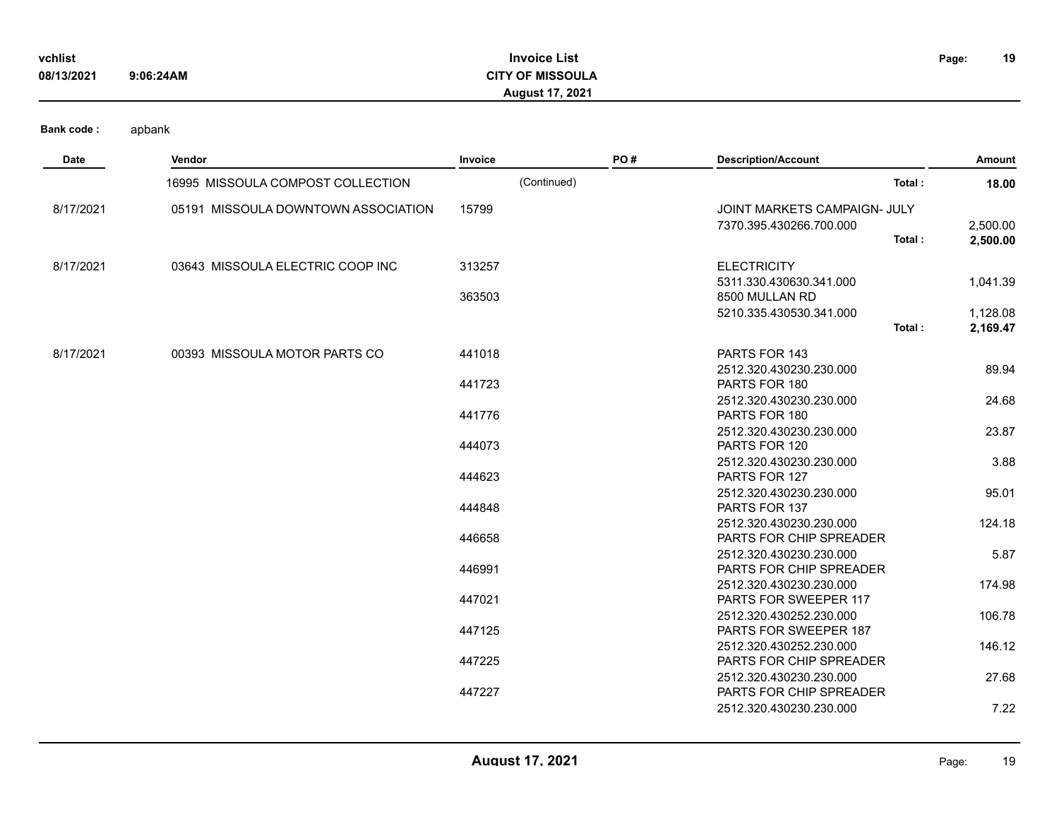**Bank code :** apbank

| Date | Vendor | Invoice | PO # | Description/Account | Amount |
|---|---|---|---|---|---|
| | 16995 MISSOULA COMPOST COLLECTION | (Continued) | | **Total :** | **18.00** |
| 8/17/2021 | 05191 MISSOULA DOWNTOWN ASSOCIATION | 15799 | | JOINT MARKETS CAMPAIGN- JULY | |
| | | | | 7370.395.430266.700.000 | 2,500.00 |
| | | | | **Total :** | **2,500.00** |
| 8/17/2021 | 03643 MISSOULA ELECTRIC COOP INC | 313257 | | ELECTRICITY | |
| | | | | 5311.330.430630.341.000 | 1,041.39 |
| | | 363503 | | 8500 MULLAN RD | |
| | | | | 5210.335.430530.341.000 | 1,128.08 |
| | | | | **Total :** | **2,169.47** |
| 8/17/2021 | 00393 MISSOULA MOTOR PARTS CO | 441018 | | PARTS FOR 143 | |
| | | | | 2512.320.430230.230.000 | 89.94 |
| | | 441723 | | PARTS FOR 180 | |
| | | | | 2512.320.430230.230.000 | 24.68 |
| | | 441776 | | PARTS FOR 180 | |
| | | | | 2512.320.430230.230.000 | 23.87 |
| | | 444073 | | PARTS FOR 120 | |
| | | | | 2512.320.430230.230.000 | 3.88 |
| | | 444623 | | PARTS FOR 127 | |
| | | | | 2512.320.430230.230.000 | 95.01 |
| | | 444848 | | PARTS FOR 137 | |
| | | | | 2512.320.430230.230.000 | 124.18 |
| | | 446658 | | PARTS FOR CHIP SPREADER | |
| | | | | 2512.320.430230.230.000 | 5.87 |
| | | 446991 | | PARTS FOR CHIP SPREADER | |
| | | | | 2512.320.430230.230.000 | 174.98 |
| | | 447021 | | PARTS FOR SWEEPER 117 | |
| | | | | 2512.320.430252.230.000 | 106.78 |
| | | 447125 | | PARTS FOR SWEEPER 187 | |
| | | | | 2512.320.430252.230.000 | 146.12 |
| | | 447225 | | PARTS FOR CHIP SPREADER | |
| | | | | 2512.320.430230.230.000 | 27.68 |
| | | 447227 | | PARTS FOR CHIP SPREADER | |
| | | | | 2512.320.430230.230.000 | 7.22 |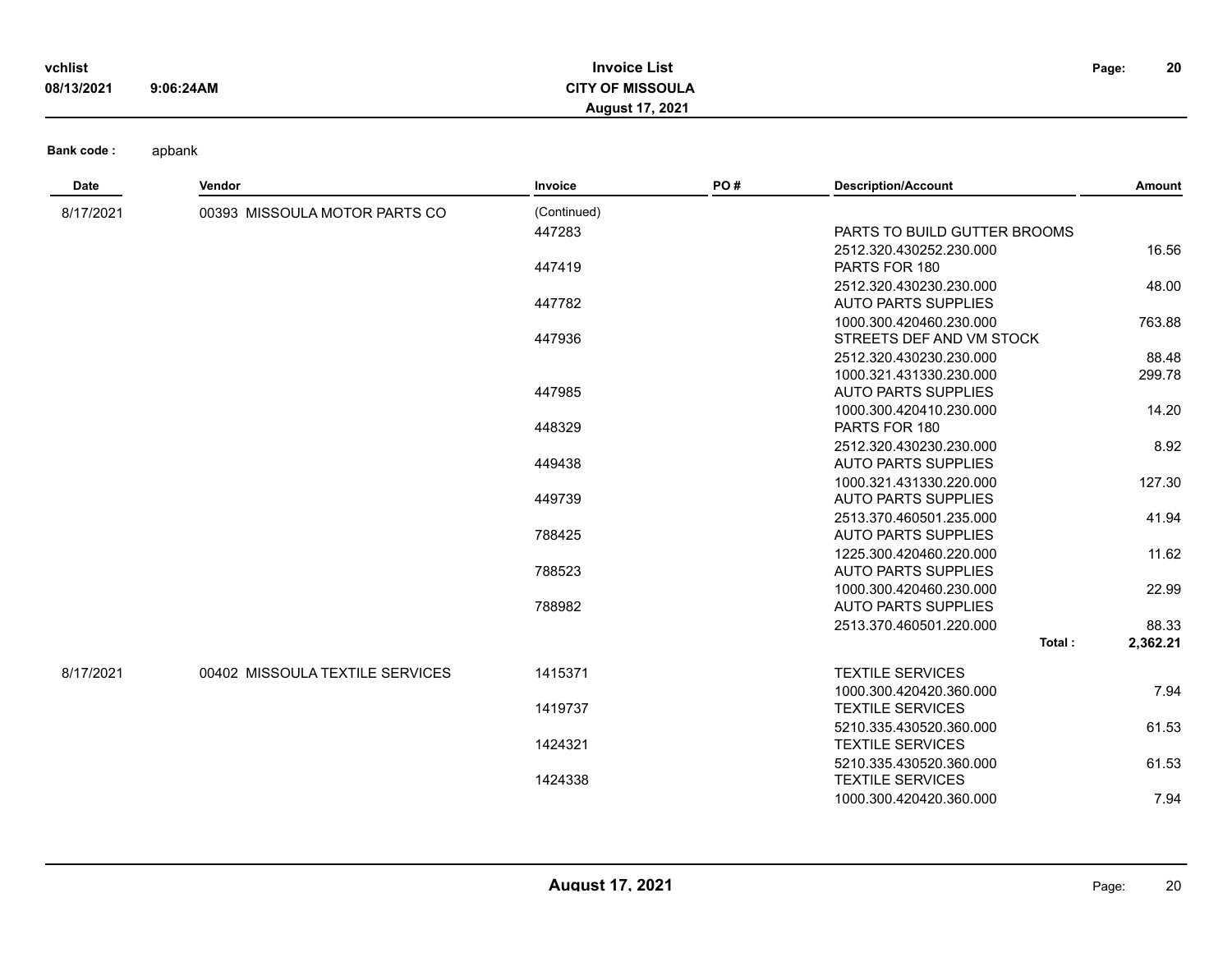**Bank code :** apbank

| Date | Vendor | Invoice | PO # | Description/Account | Amount |
|---|---|---|---|---|---|
| 8/17/2021 | 00393 MISSOULA MOTOR PARTS CO | (Continued) | | | |
| | | 447283 | | PARTS TO BUILD GUTTER BROOMS | |
| | | | | 2512.320.430252.230.000 | 16.56 |
| | | 447419 | | PARTS FOR 180 | |
| | | | | 2512.320.430230.230.000 | 48.00 |
| | | 447782 | | AUTO PARTS SUPPLIES | |
| | | | | 1000.300.420460.230.000 | 763.88 |
| | | 447936 | | STREETS DEF AND VM STOCK | |
| | | | | 2512.320.430230.230.000 | 88.48 |
| | | | | 1000.321.431330.230.000 | 299.78 |
| | | 447985 | | AUTO PARTS SUPPLIES | |
| | | | | 1000.300.420410.230.000 | 14.20 |
| | | 448329 | | PARTS FOR 180 | |
| | | | | 2512.320.430230.230.000 | 8.92 |
| | | 449438 | | AUTO PARTS SUPPLIES | |
| | | | | 1000.321.431330.220.000 | 127.30 |
| | | 449739 | | AUTO PARTS SUPPLIES | |
| | | | | 2513.370.460501.235.000 | 41.94 |
| | | 788425 | | AUTO PARTS SUPPLIES | |
| | | | | 1225.300.420460.220.000 | 11.62 |
| | | 788523 | | AUTO PARTS SUPPLIES | |
| | | | | 1000.300.420460.230.000 | 22.99 |
| | | 788982 | | AUTO PARTS SUPPLIES | |
| | | | | 2513.370.460501.220.000 | 88.33 |
| | | | | **Total :** | **2,362.21** |
| 8/17/2021 | 00402 MISSOULA TEXTILE SERVICES | 1415371 | | TEXTILE SERVICES | |
| | | | | 1000.300.420420.360.000 | 7.94 |
| | | 1419737 | | TEXTILE SERVICES | |
| | | | | 5210.335.430520.360.000 | 61.53 |
| | | 1424321 | | TEXTILE SERVICES | |
| | | | | 5210.335.430520.360.000 | 61.53 |
| | | 1424338 | | TEXTILE SERVICES | |
| | | | | 1000.300.420420.360.000 | 7.94 |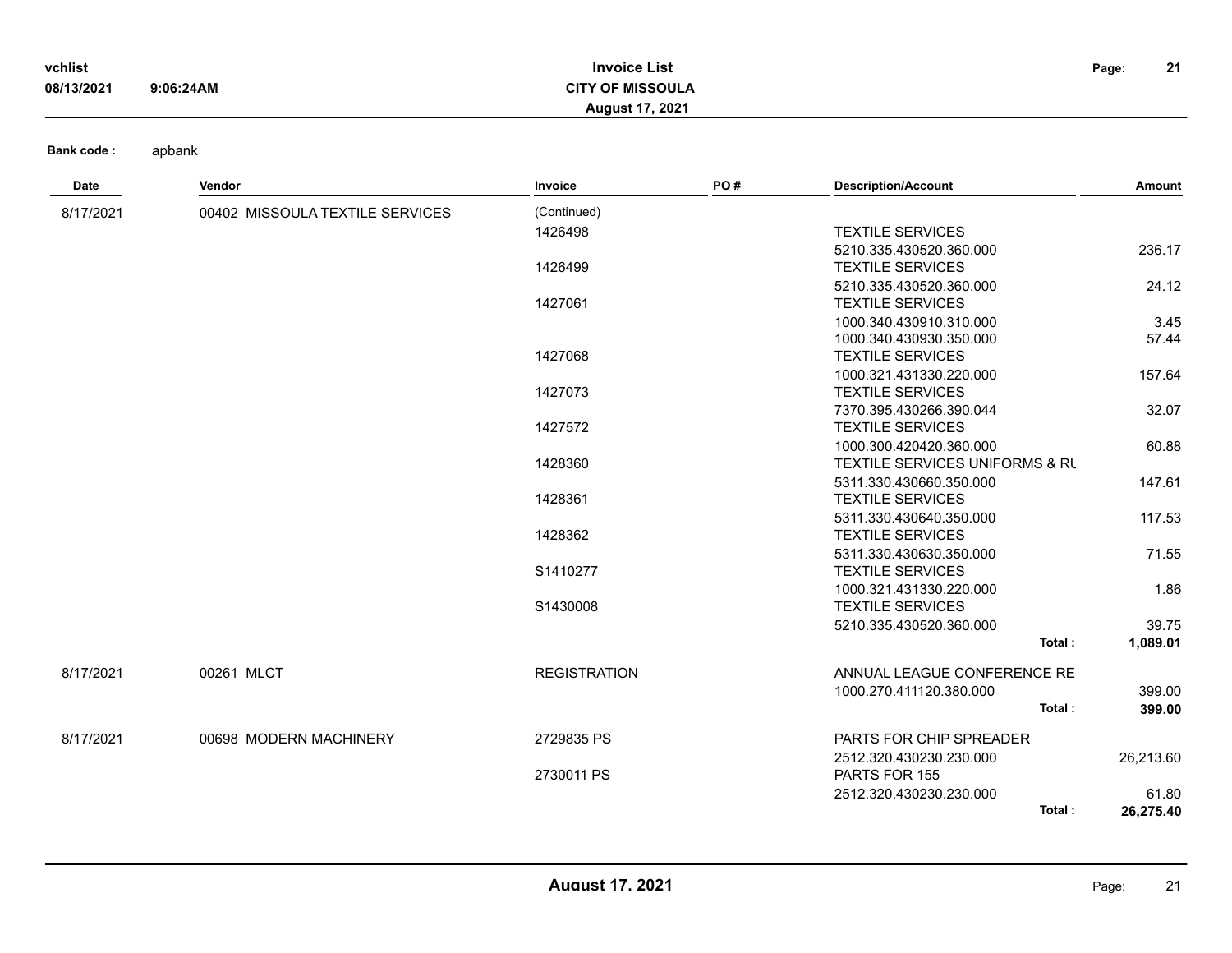**Bank code :** apbank

| Date | Vendor | Invoice | PO # | Description/Account | Amount |
|---|---|---|---|---|---|
| 8/17/2021 | 00402 MISSOULA TEXTILE SERVICES | (Continued) | | | |
| | | 1426498 | | TEXTILE SERVICES | |
| | | | | 5210.335.430520.360.000 | 236.17 |
| | | 1426499 | | TEXTILE SERVICES | |
| | | | | 5210.335.430520.360.000 | 24.12 |
| | | 1427061 | | TEXTILE SERVICES | |
| | | | | 1000.340.430910.310.000 | 3.45 |
| | | | | 1000.340.430930.350.000 | 57.44 |
| | | 1427068 | | TEXTILE SERVICES | |
| | | | | 1000.321.431330.220.000 | 157.64 |
| | | 1427073 | | TEXTILE SERVICES | |
| | | | | 7370.395.430266.390.044 | 32.07 |
| | | 1427572 | | TEXTILE SERVICES | |
| | | | | 1000.300.420420.360.000 | 60.88 |
| | | 1428360 | | TEXTILE SERVICES UNIFORMS & RU | |
| | | | | 5311.330.430660.350.000 | 147.61 |
| | | 1428361 | | TEXTILE SERVICES | |
| | | | | 5311.330.430640.350.000 | 117.53 |
| | | 1428362 | | TEXTILE SERVICES | |
| | | | | 5311.330.430630.350.000 | 71.55 |
| | | S1410277 | | TEXTILE SERVICES | |
| | | | | 1000.321.431330.220.000 | 1.86 |
| | | S1430008 | | TEXTILE SERVICES | |
| | | | | 5210.335.430520.360.000 | 39.75 |
| | | | | **Total :** | **1,089.01** |
| 8/17/2021 | 00261 MLCT | REGISTRATION | | ANNUAL LEAGUE CONFERENCE RE | |
| | | | | 1000.270.411120.380.000 | 399.00 |
| | | | | **Total :** | **399.00** |
| 8/17/2021 | 00698 MODERN MACHINERY | 2729835 PS | | PARTS FOR CHIP SPREADER | |
| | | | | 2512.320.430230.230.000 | 26,213.60 |
| | | 2730011 PS | | PARTS FOR 155 | |
| | | | | 2512.320.430230.230.000 | 61.80 |
| | | | | **Total :** | **26,275.40** |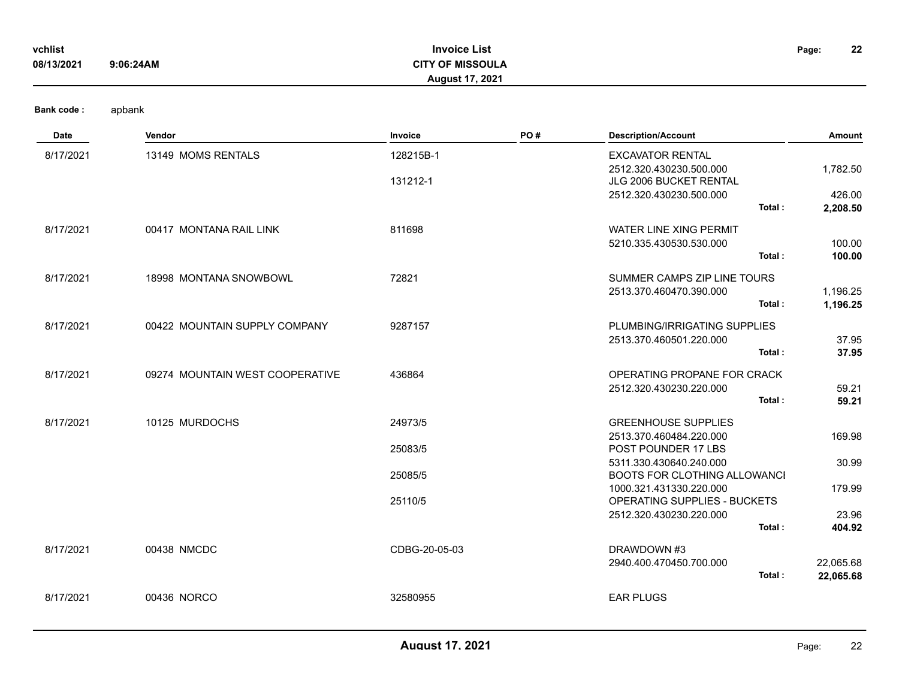**Bank code :** apbank

| Date | Vendor | Invoice | PO # | Description/Account | Amount |
|---|---|---|---|---|---|
| 8/17/2021 | 13149 MOMS RENTALS | 128215B-1 | | EXCAVATOR RENTAL | |
| | | | | 2512.320.430230.500.000 | 1,782.50 |
| | | 131212-1 | | JLG 2006 BUCKET RENTAL | |
| | | | | 2512.320.430230.500.000 | 426.00 |
| | | | | **Total :** | **2,208.50** |
| 8/17/2021 | 00417 MONTANA RAIL LINK | 811698 | | WATER LINE XING PERMIT | |
| | | | | 5210.335.430530.530.000 | 100.00 |
| | | | | **Total :** | **100.00** |
| 8/17/2021 | 18998 MONTANA SNOWBOWL | 72821 | | SUMMER CAMPS ZIP LINE TOURS | |
| | | | | 2513.370.460470.390.000 | 1,196.25 |
| | | | | **Total :** | **1,196.25** |
| 8/17/2021 | 00422 MOUNTAIN SUPPLY COMPANY | 9287157 | | PLUMBING/IRRIGATING SUPPLIES | |
| | | | | 2513.370.460501.220.000 | 37.95 |
| | | | | **Total :** | **37.95** |
| 8/17/2021 | 09274 MOUNTAIN WEST COOPERATIVE | 436864 | | OPERATING PROPANE FOR CRACK | |
| | | | | 2512.320.430230.220.000 | 59.21 |
| | | | | **Total :** | **59.21** |
| 8/17/2021 | 10125 MURDOCHS | 24973/5 | | GREENHOUSE SUPPLIES | |
| | | | | 2513.370.460484.220.000 | 169.98 |
| | | 25083/5 | | POST POUNDER 17 LBS | |
| | | | | 5311.330.430640.240.000 | 30.99 |
| | | 25085/5 | | BOOTS FOR CLOTHING ALLOWANCI | |
| | | | | 1000.321.431330.220.000 | 179.99 |
| | | 25110/5 | | OPERATING SUPPLIES - BUCKETS | |
| | | | | 2512.320.430230.220.000 | 23.96 |
| | | | | **Total :** | **404.92** |
| 8/17/2021 | 00438 NMCDC | CDBG-20-05-03 | | DRAWDOWN #3 | |
| | | | | 2940.400.470450.700.000 | 22,065.68 |
| | | | | **Total :** | **22,065.68** |
| 8/17/2021 | 00436 NORCO | 32580955 | | EAR PLUGS | |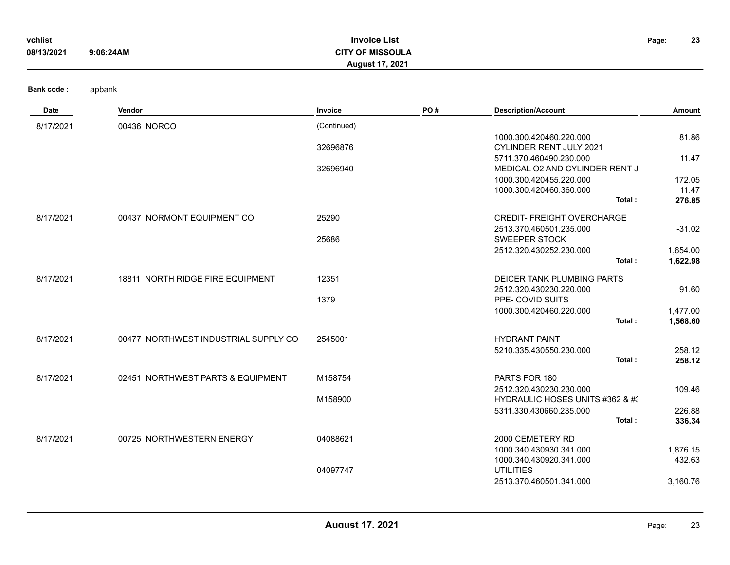**Bank code :** apbank

| Date | Vendor | Invoice | PO # | Description/Account | Amount |
|---|---|---|---|---|---|
| 8/17/2021 | 00436 NORCO | (Continued) | | | |
| | | | | 1000.300.420460.220.000 | 81.86 |
| | | 32696876 | | CYLINDER RENT JULY 2021 | |
| | | | | 5711.370.460490.230.000 | 11.47 |
| | | 32696940 | | MEDICAL O2 AND CYLINDER RENT J | |
| | | | | 1000.300.420455.220.000 | 172.05 |
| | | | | 1000.300.420460.360.000 | 11.47 |
| | | | | **Total :** | **276.85** |
| 8/17/2021 | 00437 NORMONT EQUIPMENT CO | 25290 | | CREDIT- FREIGHT OVERCHARGE | |
| | | | | 2513.370.460501.235.000 | -31.02 |
| | | 25686 | | SWEEPER STOCK | |
| | | | | 2512.320.430252.230.000 | 1,654.00 |
| | | | | **Total :** | **1,622.98** |
| 8/17/2021 | 18811 NORTH RIDGE FIRE EQUIPMENT | 12351 | | DEICER TANK PLUMBING PARTS | |
| | | | | 2512.320.430230.220.000 | 91.60 |
| | | 1379 | | PPE- COVID SUITS | |
| | | | | 1000.300.420460.220.000 | 1,477.00 |
| | | | | **Total :** | **1,568.60** |
| 8/17/2021 | 00477 NORTHWEST INDUSTRIAL SUPPLY CO | 2545001 | | HYDRANT PAINT | |
| | | | | 5210.335.430550.230.000 | 258.12 |
| | | | | **Total :** | **258.12** |
| 8/17/2021 | 02451 NORTHWEST PARTS & EQUIPMENT | M158754 | | PARTS FOR 180 | |
| | | | | 2512.320.430230.230.000 | 109.46 |
| | | M158900 | | HYDRAULIC HOSES UNITS #362 & #3 | |
| | | | | 5311.330.430660.235.000 | 226.88 |
| | | | | **Total :** | **336.34** |
| 8/17/2021 | 00725 NORTHWESTERN ENERGY | 04088621 | | 2000 CEMETERY RD | |
| | | | | 1000.340.430930.341.000 | 1,876.15 |
| | | | | 1000.340.430920.341.000 | 432.63 |
| | | 04097747 | | UTILITIES | |
| | | | | 2513.370.460501.341.000 | 3,160.76 |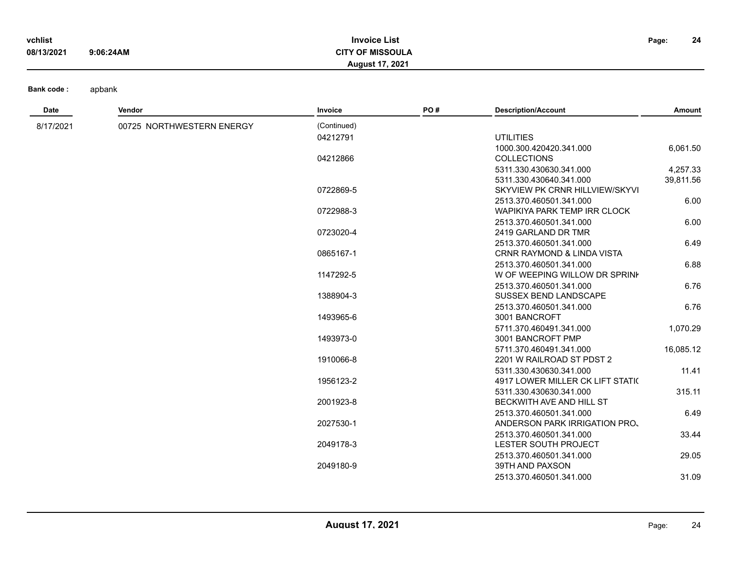**Bank code :** apbank

| Date | Vendor | Invoice | PO # | Description/Account | Amount |
|---|---|---|---|---|---|
| 8/17/2021 | 00725 NORTHWESTERN ENERGY | (Continued) | | | |
| | | 04212791 | | UTILITIES | |
| | | | | 1000.300.420420.341.000 | 6,061.50 |
| | | 04212866 | | COLLECTIONS | |
| | | | | 5311.330.430630.341.000 | 4,257.33 |
| | | | | 5311.330.430640.341.000 | 39,811.56 |
| | | 0722869-5 | | SKYVIEW PK CRNR HILLVIEW/SKYVI | |
| | | | | 2513.370.460501.341.000 | 6.00 |
| | | 0722988-3 | | WAPIKIYA PARK TEMP IRR CLOCK | |
| | | | | 2513.370.460501.341.000 | 6.00 |
| | | 0723020-4 | | 2419 GARLAND DR TMR | |
| | | | | 2513.370.460501.341.000 | 6.49 |
| | | 0865167-1 | | CRNR RAYMOND & LINDA VISTA | |
| | | | | 2513.370.460501.341.000 | 6.88 |
| | | 1147292-5 | | W OF WEEPING WILLOW DR SPRINK | |
| | | | | 2513.370.460501.341.000 | 6.76 |
| | | 1388904-3 | | SUSSEX BEND LANDSCAPE | |
| | | | | 2513.370.460501.341.000 | 6.76 |
| | | 1493965-6 | | 3001 BANCROFT | |
| | | | | 5711.370.460491.341.000 | 1,070.29 |
| | | 1493973-0 | | 3001 BANCROFT PMP | |
| | | | | 5711.370.460491.341.000 | 16,085.12 |
| | | 1910066-8 | | 2201 W RAILROAD ST PDST 2 | |
| | | | | 5311.330.430630.341.000 | 11.41 |
| | | 1956123-2 | | 4917 LOWER MILLER CK LIFT STATIO | |
| | | | | 5311.330.430630.341.000 | 315.11 |
| | | 2001923-8 | | BECKWITH AVE AND HILL ST | |
| | | | | 2513.370.460501.341.000 | 6.49 |
| | | 2027530-1 | | ANDERSON PARK IRRIGATION PROJ | |
| | | | | 2513.370.460501.341.000 | 33.44 |
| | | 2049178-3 | | LESTER SOUTH PROJECT | |
| | | | | 2513.370.460501.341.000 | 29.05 |
| | | 2049180-9 | | 39TH AND PAXSON | |
| | | | | 2513.370.460501.341.000 | 31.09 |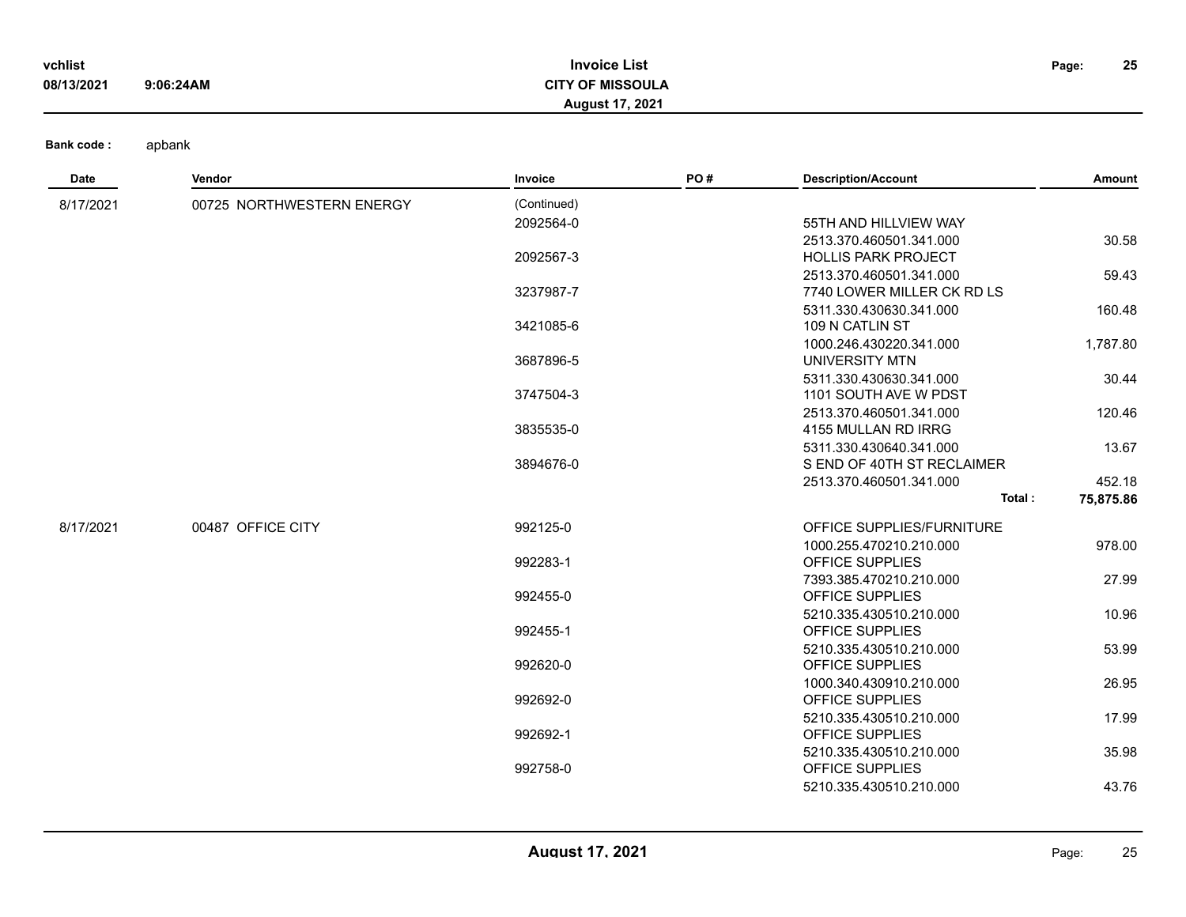Bank code : apbank

| Date | Vendor | Invoice | PO # | Description/Account | Amount |
|---|---|---|---|---|---|
| 8/17/2021 | 00725 NORTHWESTERN ENERGY | (Continued) | | | |
| | | 2092564-0 | | 55TH AND HILLVIEW WAY | |
| | | | | 2513.370.460501.341.000 | 30.58 |
| | | 2092567-3 | | HOLLIS PARK PROJECT | |
| | | | | 2513.370.460501.341.000 | 59.43 |
| | | 3237987-7 | | 7740 LOWER MILLER CK RD LS | |
| | | | | 5311.330.430630.341.000 | 160.48 |
| | | 3421085-6 | | 109 N CATLIN ST | |
| | | | | 1000.246.430220.341.000 | 1,787.80 |
| | | 3687896-5 | | UNIVERSITY MTN | |
| | | | | 5311.330.430630.341.000 | 30.44 |
| | | 3747504-3 | | 1101 SOUTH AVE W PDST | |
| | | | | 2513.370.460501.341.000 | 120.46 |
| | | 3835535-0 | | 4155 MULLAN RD IRRG | |
| | | | | 5311.330.430640.341.000 | 13.67 |
| | | 3894676-0 | | S END OF 40TH ST RECLAIMER | |
| | | | | 2513.370.460501.341.000 | 452.18 |
| | | | | **Total :** | **75,875.86** |
| 8/17/2021 | 00487 OFFICE CITY | 992125-0 | | OFFICE SUPPLIES/FURNITURE | |
| | | | | 1000.255.470210.210.000 | 978.00 |
| | | 992283-1 | | OFFICE SUPPLIES | |
| | | | | 7393.385.470210.210.000 | 27.99 |
| | | 992455-0 | | OFFICE SUPPLIES | |
| | | | | 5210.335.430510.210.000 | 10.96 |
| | | 992455-1 | | OFFICE SUPPLIES | |
| | | | | 5210.335.430510.210.000 | 53.99 |
| | | 992620-0 | | OFFICE SUPPLIES | |
| | | | | 1000.340.430910.210.000 | 26.95 |
| | | 992692-0 | | OFFICE SUPPLIES | |
| | | | | 5210.335.430510.210.000 | 17.99 |
| | | 992692-1 | | OFFICE SUPPLIES | |
| | | | | 5210.335.430510.210.000 | 35.98 |
| | | 992758-0 | | OFFICE SUPPLIES | |
| | | | | 5210.335.430510.210.000 | 43.76 |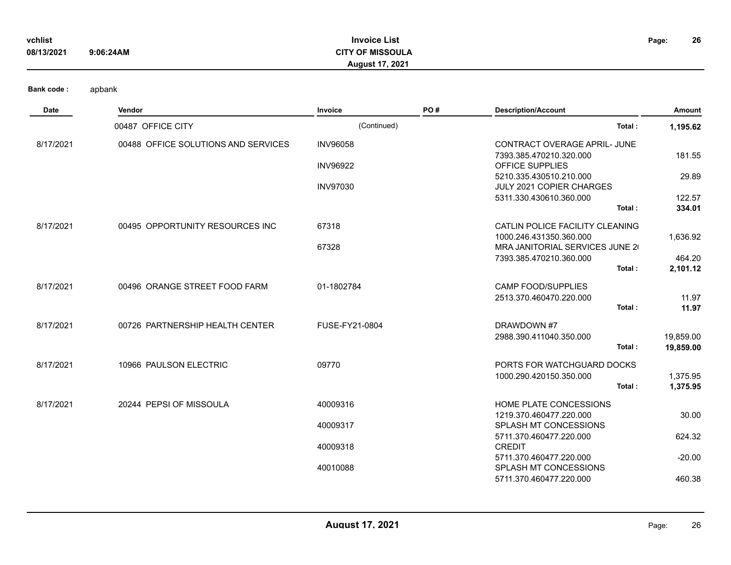**Bank code :** apbank

| Date | Vendor | Invoice | PO # | Description/Account | Amount |
|---|---|---|---|---|---|
| | 00487 OFFICE CITY | (Continued) | | Total : | **1,195.62** |
| 8/17/2021 | 00488 OFFICE SOLUTIONS AND SERVICES | INV96058 | | CONTRACT OVERAGE APRIL- JUNE | |
| | | | | 7393.385.470210.320.000 | 181.55 |
| | | INV96922 | | OFFICE SUPPLIES | |
| | | | | 5210.335.430510.210.000 | 29.89 |
| | | INV97030 | | JULY 2021 COPIER CHARGES | |
| | | | | 5311.330.430610.360.000 | 122.57 |
| | | | | Total : | **334.01** |
| 8/17/2021 | 00495 OPPORTUNITY RESOURCES INC | 67318 | | CATLIN POLICE FACILITY CLEANING | |
| | | | | 1000.246.431350.360.000 | 1,636.92 |
| | | 67328 | | MRA JANITORIAL SERVICES JUNE 2( | |
| | | | | 7393.385.470210.360.000 | 464.20 |
| | | | | Total : | **2,101.12** |
| 8/17/2021 | 00496 ORANGE STREET FOOD FARM | 01-1802784 | | CAMP FOOD/SUPPLIES | |
| | | | | 2513.370.460470.220.000 | 11.97 |
| | | | | Total : | **11.97** |
| 8/17/2021 | 00726 PARTNERSHIP HEALTH CENTER | FUSE-FY21-0804 | | DRAWDOWN #7 | |
| | | | | 2988.390.411040.350.000 | 19,859.00 |
| | | | | Total : | **19,859.00** |
| 8/17/2021 | 10966 PAULSON ELECTRIC | 09770 | | PORTS FOR WATCHGUARD DOCKS | |
| | | | | 1000.290.420150.350.000 | 1,375.95 |
| | | | | Total : | **1,375.95** |
| 8/17/2021 | 20244 PEPSI OF MISSOULA | 40009316 | | HOME PLATE CONCESSIONS | |
| | | | | 1219.370.460477.220.000 | 30.00 |
| | | 40009317 | | SPLASH MT CONCESSIONS | |
| | | | | 5711.370.460477.220.000 | 624.32 |
| | | 40009318 | | CREDIT | |
| | | | | 5711.370.460477.220.000 | -20.00 |
| | | 40010088 | | SPLASH MT CONCESSIONS | |
| | | | | 5711.370.460477.220.000 | 460.38 |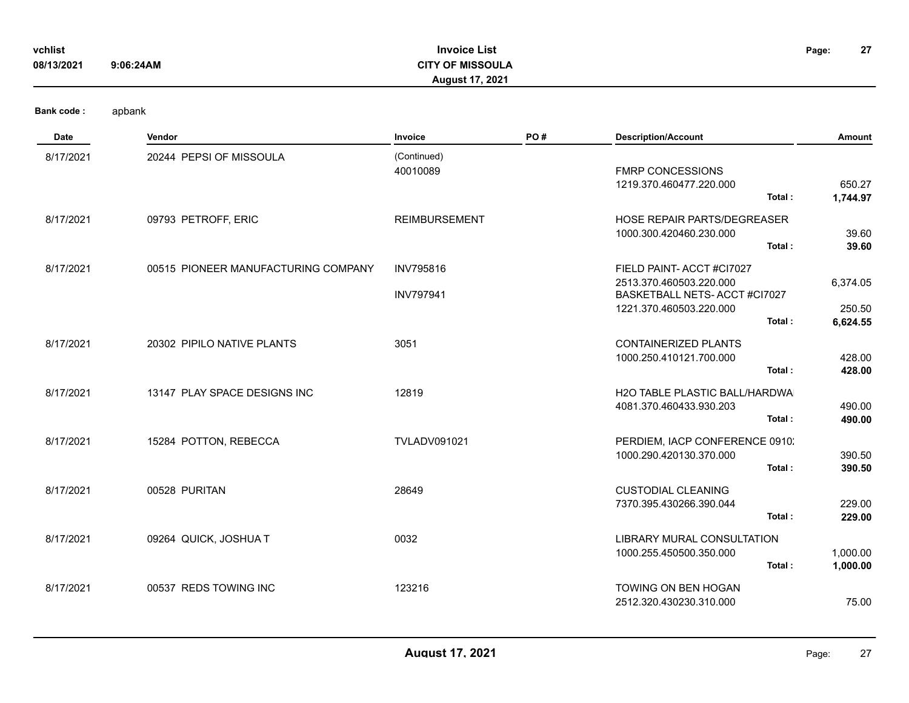**Bank code :** apbank

| Date | Vendor | Invoice | PO # | Description/Account | | Amount |
|---|---|---|---|---|---|---|
| 8/17/2021 | 20244 PEPSI OF MISSOULA | (Continued) | | | | |
| | | 40010089 | | FMRP CONCESSIONS | | |
| | | | | 1219.370.460477.220.000 | | 650.27 |
| | | | | | **Total :** | **1,744.97** |
| 8/17/2021 | 09793 PETROFF, ERIC | REIMBURSEMENT | | HOSE REPAIR PARTS/DEGREASER | | |
| | | | | 1000.300.420460.230.000 | | 39.60 |
| | | | | | **Total :** | **39.60** |
| 8/17/2021 | 00515 PIONEER MANUFACTURING COMPANY | INV795816 | | FIELD PAINT- ACCT #CI7027 | | |
| | | | | 2513.370.460503.220.000 | | 6,374.05 |
| | | INV797941 | | BASKETBALL NETS- ACCT #CI7027 | | |
| | | | | 1221.370.460503.220.000 | | 250.50 |
| | | | | | **Total :** | **6,624.55** |
| 8/17/2021 | 20302 PIPILO NATIVE PLANTS | 3051 | | CONTAINERIZED PLANTS | | |
| | | | | 1000.250.410121.700.000 | | 428.00 |
| | | | | | **Total :** | **428.00** |
| 8/17/2021 | 13147 PLAY SPACE DESIGNS INC | 12819 | | H2O TABLE PLASTIC BALL/HARDWA | | |
| | | | | 4081.370.460433.930.203 | | 490.00 |
| | | | | | **Total :** | **490.00** |
| 8/17/2021 | 15284 POTTON, REBECCA | TVLADV091021 | | PERDIEM, IACP CONFERENCE 0910 | | |
| | | | | 1000.290.420130.370.000 | | 390.50 |
| | | | | | **Total :** | **390.50** |
| 8/17/2021 | 00528 PURITAN | 28649 | | CUSTODIAL CLEANING | | |
| | | | | 7370.395.430266.390.044 | | 229.00 |
| | | | | | **Total :** | **229.00** |
| 8/17/2021 | 09264 QUICK, JOSHUA T | 0032 | | LIBRARY MURAL CONSULTATION | | |
| | | | | 1000.255.450500.350.000 | | 1,000.00 |
| | | | | | **Total :** | **1,000.00** |
| 8/17/2021 | 00537 REDS TOWING INC | 123216 | | TOWING ON BEN HOGAN | | |
| | | | | 2512.320.430230.310.000 | | 75.00 |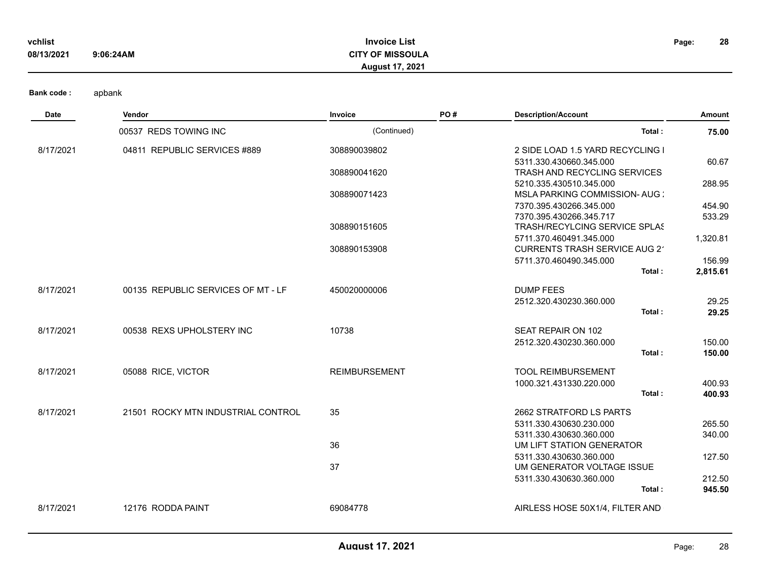**Invoice List**
**CITY OF MISSOULA**
**August 17, 2021**

vchlist
08/13/2021 9:06:24AM

**Bank code :** apbank

| Date | Vendor | Invoice | PO # | Description/Account | Amount |
|---|---|---|---|---|---|
| | 00537 REDS TOWING INC | (Continued) | | **Total :** | **75.00** |
| 8/17/2021 | 04811 REPUBLIC SERVICES #889 | 308890039802 | | 2 SIDE LOAD 1.5 YARD RECYCLING I | |
| | | | | 5311.330.430660.345.000 | 60.67 |
| | | 308890041620 | | TRASH AND RECYCLING SERVICES | |
| | | | | 5210.335.430510.345.000 | 288.95 |
| | | 308890071423 | | MSLA PARKING COMMISSION- AUG : | |
| | | | | 7370.395.430266.345.000 | 454.90 |
| | | | | 7370.395.430266.345.717 | 533.29 |
| | | 308890151605 | | TRASH/RECYLCING SERVICE SPLAS | |
| | | | | 5711.370.460491.345.000 | 1,320.81 |
| | | 308890153908 | | CURRENTS TRASH SERVICE AUG 2' | |
| | | | | 5711.370.460490.345.000 | 156.99 |
| | | | | **Total :** | **2,815.61** |
| 8/17/2021 | 00135 REPUBLIC SERVICES OF MT - LF | 450020000006 | | DUMP FEES | |
| | | | | 2512.320.430230.360.000 | 29.25 |
| | | | | **Total :** | **29.25** |
| 8/17/2021 | 00538 REXS UPHOLSTERY INC | 10738 | | SEAT REPAIR ON 102 | |
| | | | | 2512.320.430230.360.000 | 150.00 |
| | | | | **Total :** | **150.00** |
| 8/17/2021 | 05088 RICE, VICTOR | REIMBURSEMENT | | TOOL REIMBURSEMENT | |
| | | | | 1000.321.431330.220.000 | 400.93 |
| | | | | **Total :** | **400.93** |
| 8/17/2021 | 21501 ROCKY MTN INDUSTRIAL CONTROL | 35 | | 2662 STRATFORD LS PARTS | |
| | | | | 5311.330.430630.230.000 | 265.50 |
| | | | | 5311.330.430630.360.000 | 340.00 |
| | | 36 | | UM LIFT STATION GENERATOR | |
| | | | | 5311.330.430630.360.000 | 127.50 |
| | | 37 | | UM GENERATOR VOLTAGE ISSUE | |
| | | | | 5311.330.430630.360.000 | 212.50 |
| | | | | **Total :** | **945.50** |
| 8/17/2021 | 12176 RODDA PAINT | 69084778 | | AIRLESS HOSE 50X1/4, FILTER AND | |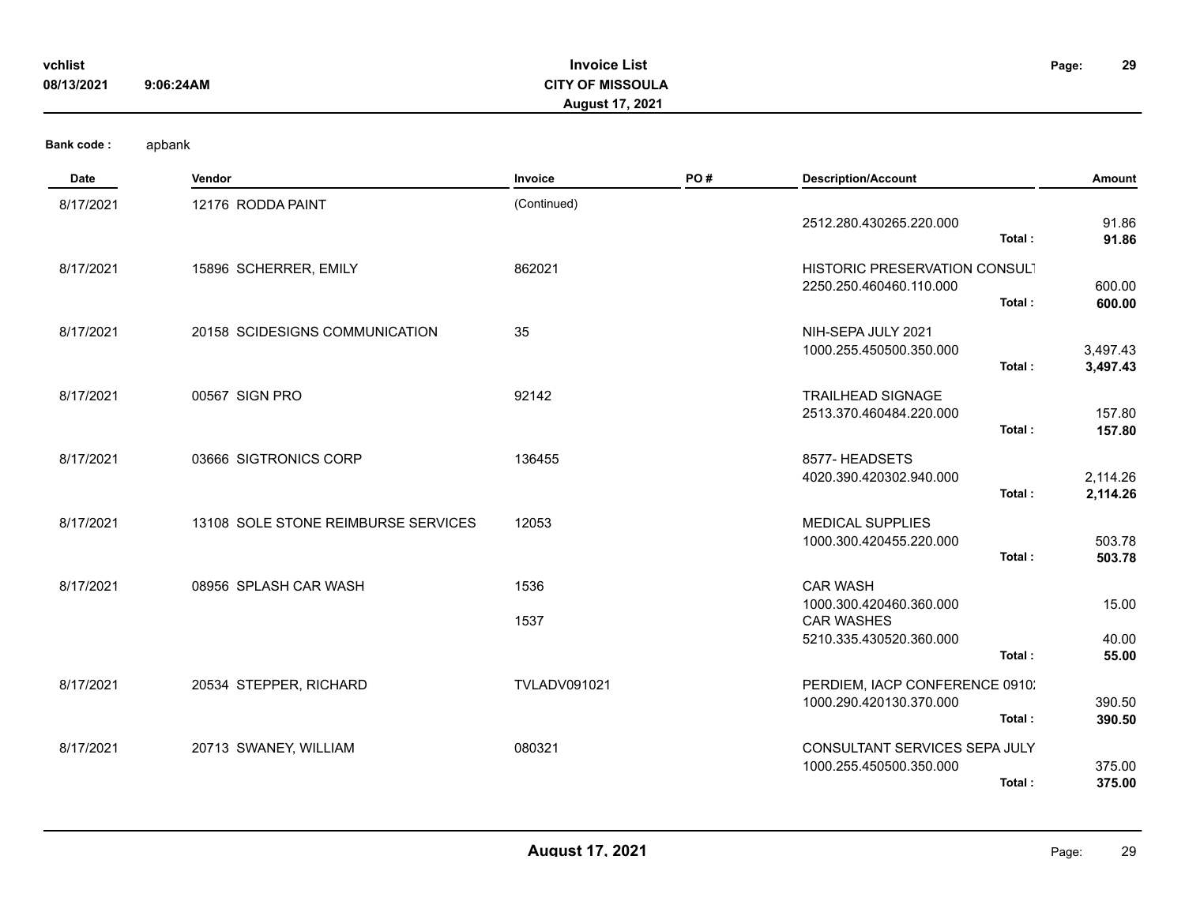**Bank code :** apbank

| Date | Vendor | Invoice | PO # | Description/Account | | Amount |
|---|---|---|---|---|---|---|
| 8/17/2021 | 12176 RODDA PAINT | (Continued) | | | | |
| | | | | 2512.280.430265.220.000 | | 91.86 |
| | | | | | **Total :** | **91.86** |
| 8/17/2021 | 15896 SCHERRER, EMILY | 862021 | | HISTORIC PRESERVATION CONSULT | | |
| | | | | 2250.250.460460.110.000 | | 600.00 |
| | | | | | **Total :** | **600.00** |
| 8/17/2021 | 20158 SCIDESIGNS COMMUNICATION | 35 | | NIH-SEPA JULY 2021 | | |
| | | | | 1000.255.450500.350.000 | | 3,497.43 |
| | | | | | **Total :** | **3,497.43** |
| 8/17/2021 | 00567 SIGN PRO | 92142 | | TRAILHEAD SIGNAGE | | |
| | | | | 2513.370.460484.220.000 | | 157.80 |
| | | | | | **Total :** | **157.80** |
| 8/17/2021 | 03666 SIGTRONICS CORP | 136455 | | 8577- HEADSETS | | |
| | | | | 4020.390.420302.940.000 | | 2,114.26 |
| | | | | | **Total :** | **2,114.26** |
| 8/17/2021 | 13108 SOLE STONE REIMBURSE SERVICES | 12053 | | MEDICAL SUPPLIES | | |
| | | | | 1000.300.420455.220.000 | | 503.78 |
| | | | | | **Total :** | **503.78** |
| 8/17/2021 | 08956 SPLASH CAR WASH | 1536 | | CAR WASH | | |
| | | | | 1000.300.420460.360.000 | | 15.00 |
| | | 1537 | | CAR WASHES | | |
| | | | | 5210.335.430520.360.000 | | 40.00 |
| | | | | | **Total :** | **55.00** |
| 8/17/2021 | 20534 STEPPER, RICHARD | TVLADV091021 | | PERDIEM, IACP CONFERENCE 0910; | | |
| | | | | 1000.290.420130.370.000 | | 390.50 |
| | | | | | **Total :** | **390.50** |
| 8/17/2021 | 20713 SWANEY, WILLIAM | 080321 | | CONSULTANT SERVICES SEPA JULY | | |
| | | | | 1000.255.450500.350.000 | | 375.00 |
| | | | | | **Total :** | **375.00** |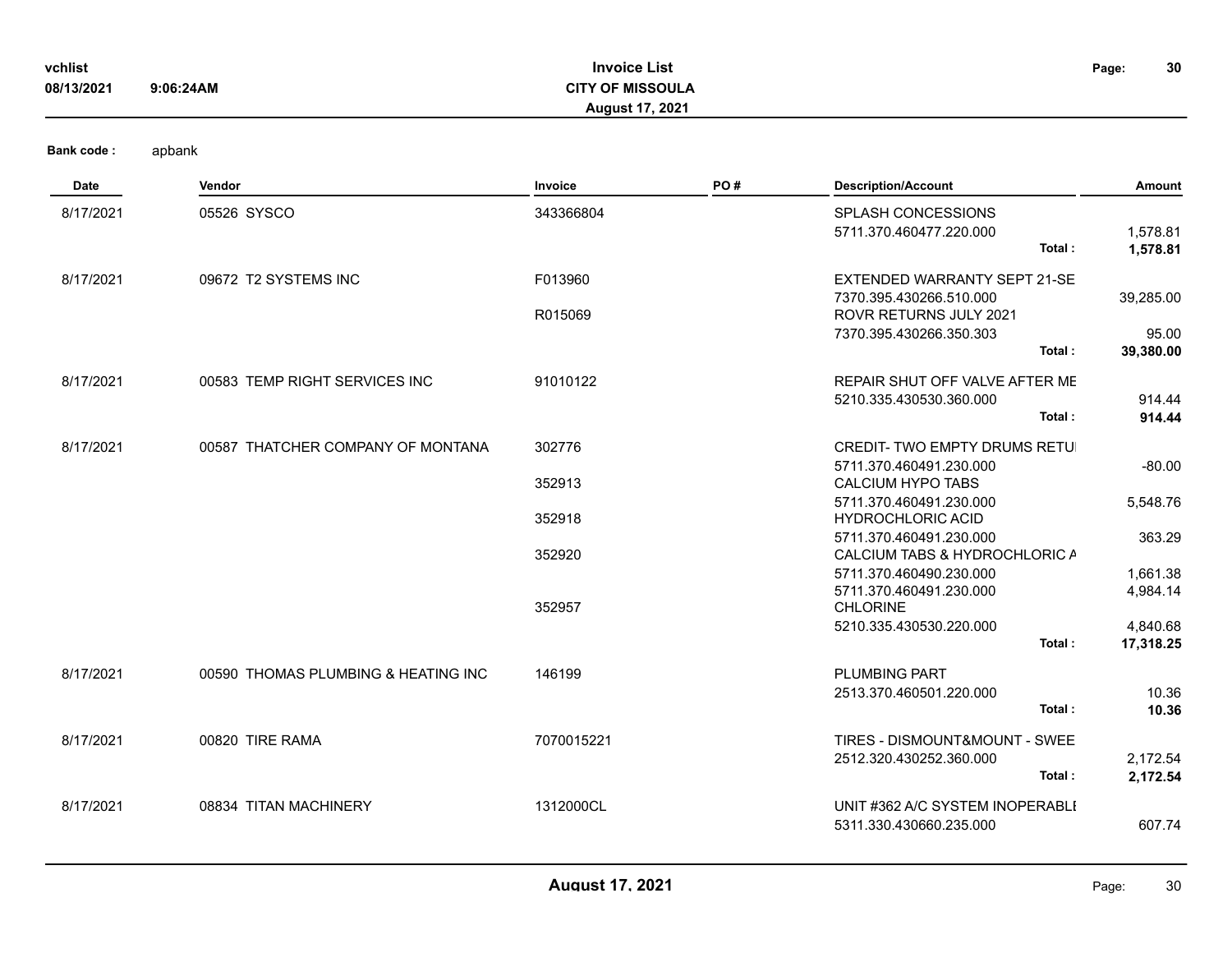**Invoice List**
**CITY OF MISSOULA**
**August 17, 2021**

vchlist
08/13/2021 9:06:24AM

**Bank code :** apbank

| Date | Vendor | Invoice | PO # | Description/Account | Amount |
|---|---|---|---|---|---|
| 8/17/2021 | 05526 SYSCO | 343366804 | | SPLASH CONCESSIONS | |
| | | | | 5711.370.460477.220.000 | 1,578.81 |
| | | | | **Total :** | **1,578.81** |
| 8/17/2021 | 09672 T2 SYSTEMS INC | F013960 | | EXTENDED WARRANTY SEPT 21-SE | |
| | | | | 7370.395.430266.510.000 | 39,285.00 |
| | | R015069 | | ROVR RETURNS JULY 2021 | |
| | | | | 7370.395.430266.350.303 | 95.00 |
| | | | | **Total :** | **39,380.00** |
| 8/17/2021 | 00583 TEMP RIGHT SERVICES INC | 91010122 | | REPAIR SHUT OFF VALVE AFTER ME | |
| | | | | 5210.335.430530.360.000 | 914.44 |
| | | | | **Total :** | **914.44** |
| 8/17/2021 | 00587 THATCHER COMPANY OF MONTANA | 302776 | | CREDIT- TWO EMPTY DRUMS RETUI | |
| | | | | 5711.370.460491.230.000 | -80.00 |
| | | 352913 | | CALCIUM HYPO TABS | |
| | | | | 5711.370.460491.230.000 | 5,548.76 |
| | | 352918 | | HYDROCHLORIC ACID | |
| | | | | 5711.370.460491.230.000 | 363.29 |
| | | 352920 | | CALCIUM TABS & HYDROCHLORIC A | |
| | | | | 5711.370.460490.230.000 | 1,661.38 |
| | | | | 5711.370.460491.230.000 | 4,984.14 |
| | | 352957 | | CHLORINE | |
| | | | | 5210.335.430530.220.000 | 4,840.68 |
| | | | | **Total :** | **17,318.25** |
| 8/17/2021 | 00590 THOMAS PLUMBING & HEATING INC | 146199 | | PLUMBING PART | |
| | | | | 2513.370.460501.220.000 | 10.36 |
| | | | | **Total :** | **10.36** |
| 8/17/2021 | 00820 TIRE RAMA | 7070015221 | | TIRES - DISMOUNT&MOUNT - SWEE | |
| | | | | 2512.320.430252.360.000 | 2,172.54 |
| | | | | **Total :** | **2,172.54** |
| 8/17/2021 | 08834 TITAN MACHINERY | 1312000CL | | UNIT #362 A/C SYSTEM INOPERABLI | |
| | | | | 5311.330.430660.235.000 | 607.74 |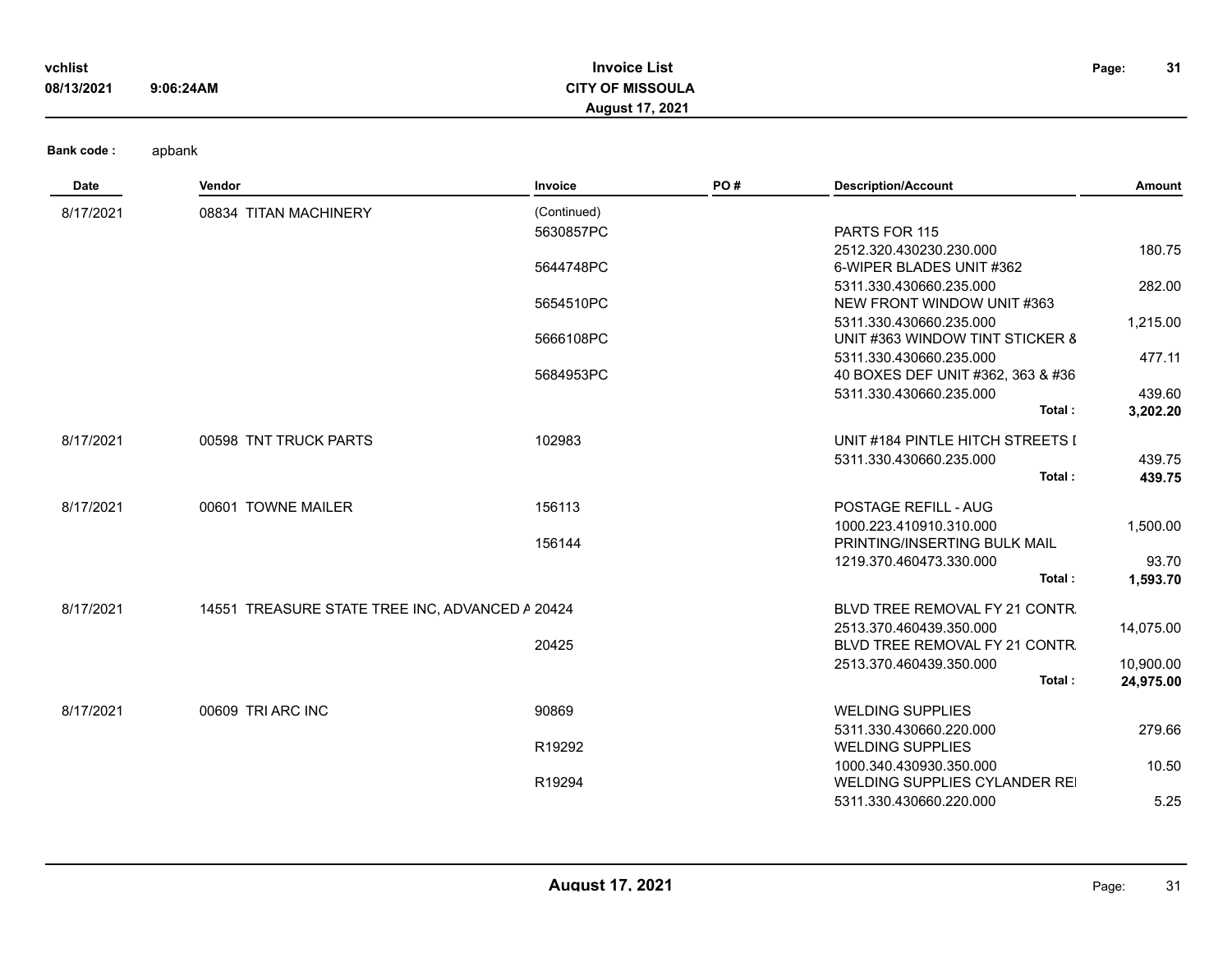**Bank code :** apbank

| Date | Vendor | Invoice | PO # | Description/Account | Amount |
|---|---|---|---|---|---|
| 8/17/2021 | 08834 TITAN MACHINERY | (Continued) | | | |
| | | 5630857PC | | PARTS FOR 115 | |
| | | | | 2512.320.430230.230.000 | 180.75 |
| | | 5644748PC | | 6-WIPER BLADES UNIT #362 | |
| | | | | 5311.330.430660.235.000 | 282.00 |
| | | 5654510PC | | NEW FRONT WINDOW UNIT #363 | |
| | | | | 5311.330.430660.235.000 | 1,215.00 |
| | | 5666108PC | | UNIT #363 WINDOW TINT STICKER & | |
| | | | | 5311.330.430660.235.000 | 477.11 |
| | | 5684953PC | | 40 BOXES DEF UNIT #362, 363 & #36 | |
| | | | | 5311.330.430660.235.000 | 439.60 |
| | | | | **Total :** | **3,202.20** |
| 8/17/2021 | 00598 TNT TRUCK PARTS | 102983 | | UNIT #184 PINTLE HITCH STREETS I | |
| | | | | 5311.330.430660.235.000 | 439.75 |
| | | | | **Total :** | **439.75** |
| 8/17/2021 | 00601 TOWNE MAILER | 156113 | | POSTAGE REFILL - AUG | |
| | | | | 1000.223.410910.310.000 | 1,500.00 |
| | | 156144 | | PRINTING/INSERTING BULK MAIL | |
| | | | | 1219.370.460473.330.000 | 93.70 |
| | | | | **Total :** | **1,593.70** |
| 8/17/2021 | 14551 TREASURE STATE TREE INC, ADVANCED A | 20424 | | BLVD TREE REMOVAL FY 21 CONTR. | |
| | | | | 2513.370.460439.350.000 | 14,075.00 |
| | | 20425 | | BLVD TREE REMOVAL FY 21 CONTR. | |
| | | | | 2513.370.460439.350.000 | 10,900.00 |
| | | | | **Total :** | **24,975.00** |
| 8/17/2021 | 00609 TRI ARC INC | 90869 | | WELDING SUPPLIES | |
| | | | | 5311.330.430660.220.000 | 279.66 |
| | | R19292 | | WELDING SUPPLIES | |
| | | | | 1000.340.430930.350.000 | 10.50 |
| | | R19294 | | WELDING SUPPLIES CYLANDER REI | |
| | | | | 5311.330.430660.220.000 | 5.25 |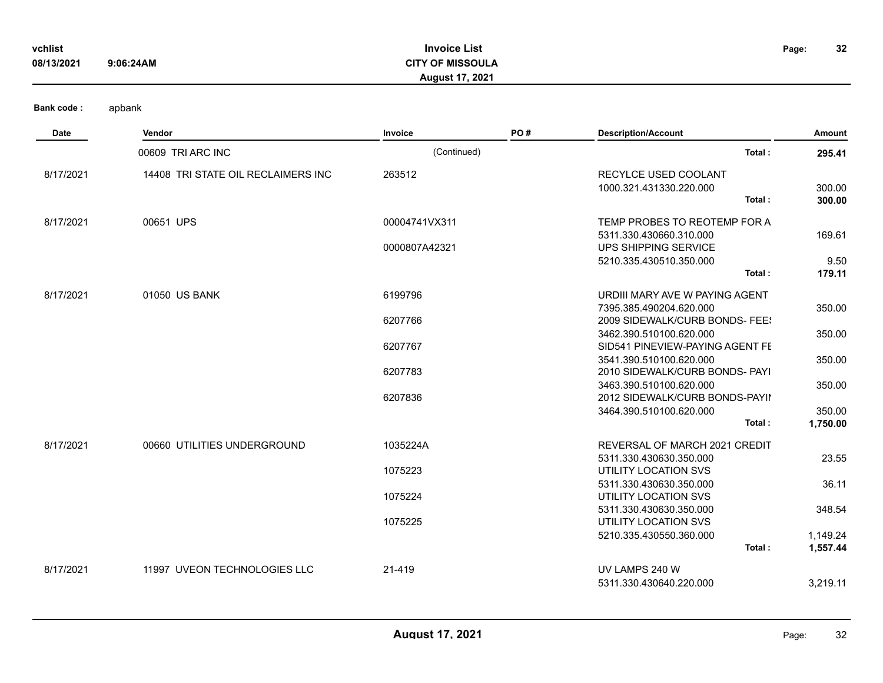Bank code : apbank

| Date | Vendor | Invoice | PO # | Description/Account | Amount |
|---|---|---|---|---|---|
| | 00609 TRI ARC INC | (Continued) | | Total : | **295.41** |
| 8/17/2021 | 14408 TRI STATE OIL RECLAIMERS INC | 263512 | | RECYLCE USED COOLANT | |
| | | | | 1000.321.431330.220.000 | 300.00 |
| | | | | Total : | **300.00** |
| 8/17/2021 | 00651 UPS | 00004741VX311 | | TEMP PROBES TO REOTEMP FOR A | |
| | | | | 5311.330.430660.310.000 | 169.61 |
| | | 0000807A42321 | | UPS SHIPPING SERVICE | |
| | | | | 5210.335.430510.350.000 | 9.50 |
| | | | | Total : | **179.11** |
| 8/17/2021 | 01050 US BANK | 6199796 | | URDIII MARY AVE W PAYING AGENT | |
| | | | | 7395.385.490204.620.000 | 350.00 |
| | | 6207766 | | 2009 SIDEWALK/CURB BONDS- FEES | |
| | | | | 3462.390.510100.620.000 | 350.00 |
| | | 6207767 | | SID541 PINEVIEW-PAYING AGENT FE | |
| | | | | 3541.390.510100.620.000 | 350.00 |
| | | 6207783 | | 2010 SIDEWALK/CURB BONDS- PAYI | |
| | | | | 3463.390.510100.620.000 | 350.00 |
| | | 6207836 | | 2012 SIDEWALK/CURB BONDS-PAYIN | |
| | | | | 3464.390.510100.620.000 | 350.00 |
| | | | | Total : | **1,750.00** |
| 8/17/2021 | 00660 UTILITIES UNDERGROUND | 1035224A | | REVERSAL OF MARCH 2021 CREDIT | |
| | | | | 5311.330.430630.350.000 | 23.55 |
| | | 1075223 | | UTILITY LOCATION SVS | |
| | | | | 5311.330.430630.350.000 | 36.11 |
| | | 1075224 | | UTILITY LOCATION SVS | |
| | | | | 5311.330.430630.350.000 | 348.54 |
| | | 1075225 | | UTILITY LOCATION SVS | |
| | | | | 5210.335.430550.360.000 | 1,149.24 |
| | | | | Total : | **1,557.44** |
| 8/17/2021 | 11997 UVEON TECHNOLOGIES LLC | 21-419 | | UV LAMPS 240 W | |
| | | | | 5311.330.430640.220.000 | 3,219.11 |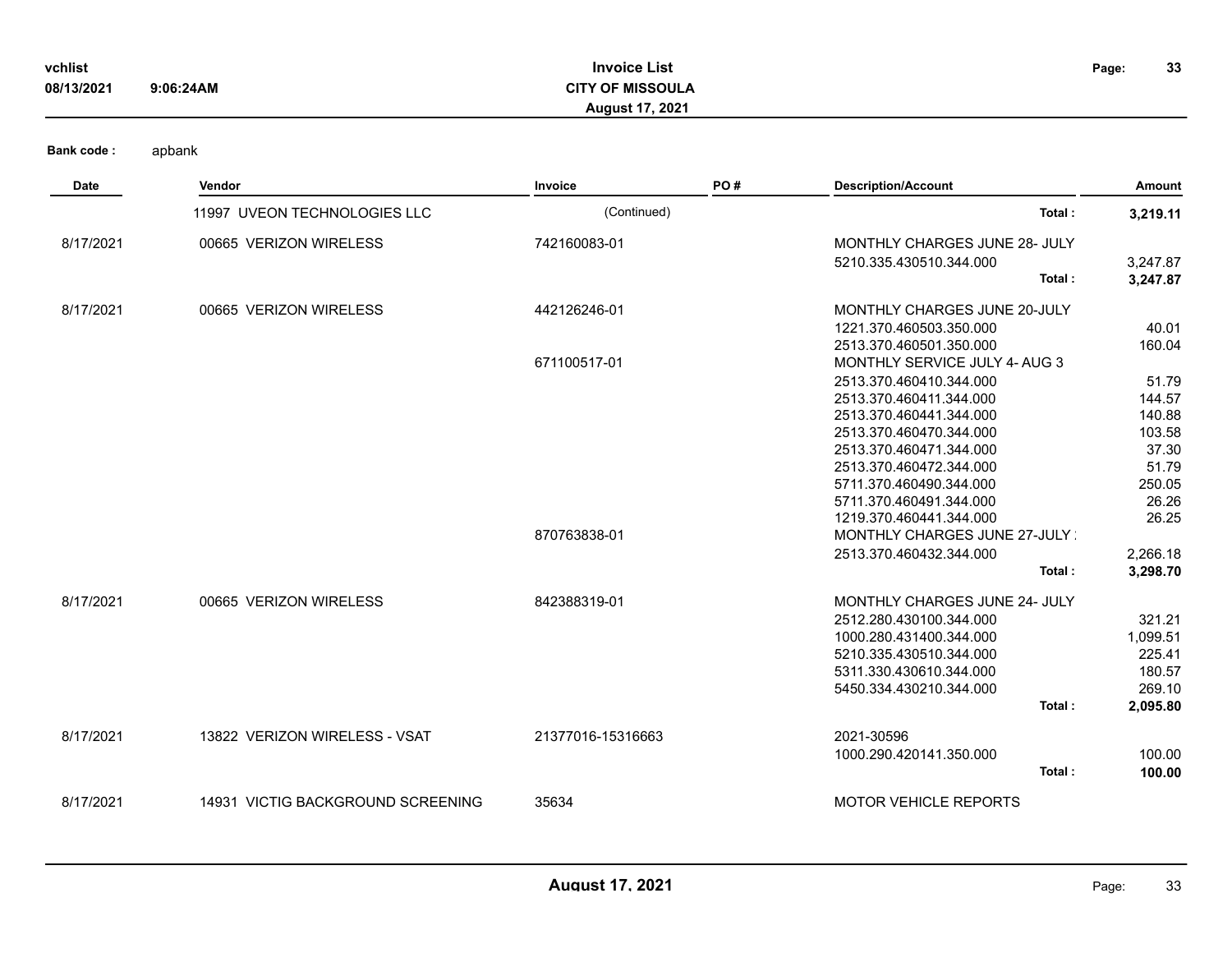**Bank code :** apbank

| Date | Vendor | Invoice | PO # | Description/Account | Amount |
| --- | --- | --- | --- | --- | --- |
| | 11997 UVEON TECHNOLOGIES LLC | (Continued) | | **Total :** | **3,219.11** |
| 8/17/2021 | 00665 VERIZON WIRELESS | 742160083-01 | | MONTHLY CHARGES JUNE 28- JULY | |
| | | | | 5210.335.430510.344.000 | 3,247.87 |
| | | | | **Total :** | **3,247.87** |
| 8/17/2021 | 00665 VERIZON WIRELESS | 442126246-01 | | MONTHLY CHARGES JUNE 20-JULY | |
| | | | | 1221.370.460503.350.000 | 40.01 |
| | | | | 2513.370.460501.350.000 | 160.04 |
| | | 671100517-01 | | MONTHLY SERVICE JULY 4- AUG 3 | |
| | | | | 2513.370.460410.344.000 | 51.79 |
| | | | | 2513.370.460411.344.000 | 144.57 |
| | | | | 2513.370.460441.344.000 | 140.88 |
| | | | | 2513.370.460470.344.000 | 103.58 |
| | | | | 2513.370.460471.344.000 | 37.30 |
| | | | | 2513.370.460472.344.000 | 51.79 |
| | | | | 5711.370.460490.344.000 | 250.05 |
| | | | | 5711.370.460491.344.000 | 26.26 |
| | | | | 1219.370.460441.344.000 | 26.25 |
| | | 870763838-01 | | MONTHLY CHARGES JUNE 27-JULY | |
| | | | | 2513.370.460432.344.000 | 2,266.18 |
| | | | | **Total :** | **3,298.70** |
| 8/17/2021 | 00665 VERIZON WIRELESS | 842388319-01 | | MONTHLY CHARGES JUNE 24- JULY | |
| | | | | 2512.280.430100.344.000 | 321.21 |
| | | | | 1000.280.431400.344.000 | 1,099.51 |
| | | | | 5210.335.430510.344.000 | 225.41 |
| | | | | 5311.330.430610.344.000 | 180.57 |
| | | | | 5450.334.430210.344.000 | 269.10 |
| | | | | **Total :** | **2,095.80** |
| 8/17/2021 | 13822 VERIZON WIRELESS - VSAT | 21377016-15316663 | | 2021-30596 | |
| | | | | 1000.290.420141.350.000 | 100.00 |
| | | | | **Total :** | **100.00** |
| 8/17/2021 | 14931 VICTIG BACKGROUND SCREENING | 35634 | | MOTOR VEHICLE REPORTS | |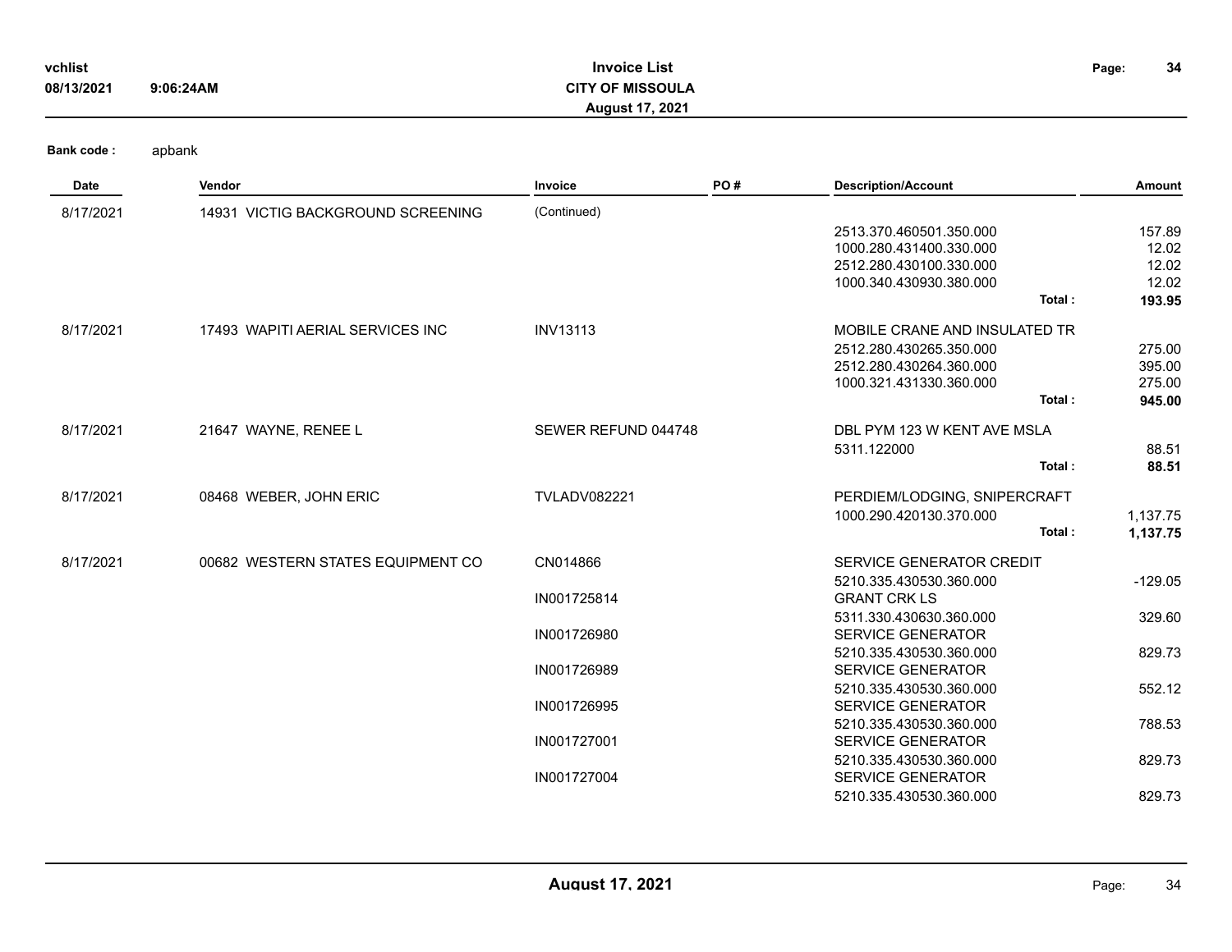Bank code : apbank

| Date | Vendor | Invoice | PO # | Description/Account | Amount |
|---|---|---|---|---|---|
| 8/17/2021 | 14931 VICTIG BACKGROUND SCREENING | (Continued) | | | |
| | | | | 2513.370.460501.350.000 | 157.89 |
| | | | | 1000.280.431400.330.000 | 12.02 |
| | | | | 2512.280.430100.330.000 | 12.02 |
| | | | | 1000.340.430930.380.000 | 12.02 |
| | | | | **Total :** | **193.95** |
| 8/17/2021 | 17493 WAPITI AERIAL SERVICES INC | INV13113 | | MOBILE CRANE AND INSULATED TR | |
| | | | | 2512.280.430265.350.000 | 275.00 |
| | | | | 2512.280.430264.360.000 | 395.00 |
| | | | | 1000.321.431330.360.000 | 275.00 |
| | | | | **Total :** | **945.00** |
| 8/17/2021 | 21647 WAYNE, RENEE L | SEWER REFUND 044748 | | DBL PYM 123 W KENT AVE MSLA | |
| | | | | 5311.122000 | 88.51 |
| | | | | **Total :** | **88.51** |
| 8/17/2021 | 08468 WEBER, JOHN ERIC | TVLADV082221 | | PERDIEM/LODGING, SNIPERCRAFT | |
| | | | | 1000.290.420130.370.000 | 1,137.75 |
| | | | | **Total :** | **1,137.75** |
| 8/17/2021 | 00682 WESTERN STATES EQUIPMENT CO | CN014866 | | SERVICE GENERATOR CREDIT | |
| | | | | 5210.335.430530.360.000 | -129.05 |
| | | IN001725814 | | GRANT CRK LS | |
| | | | | 5311.330.430630.360.000 | 329.60 |
| | | IN001726980 | | SERVICE GENERATOR | |
| | | | | 5210.335.430530.360.000 | 829.73 |
| | | IN001726989 | | SERVICE GENERATOR | |
| | | | | 5210.335.430530.360.000 | 552.12 |
| | | IN001726995 | | SERVICE GENERATOR | |
| | | | | 5210.335.430530.360.000 | 788.53 |
| | | IN001727001 | | SERVICE GENERATOR | |
| | | | | 5210.335.430530.360.000 | 829.73 |
| | | IN001727004 | | SERVICE GENERATOR | |
| | | | | 5210.335.430530.360.000 | 829.73 |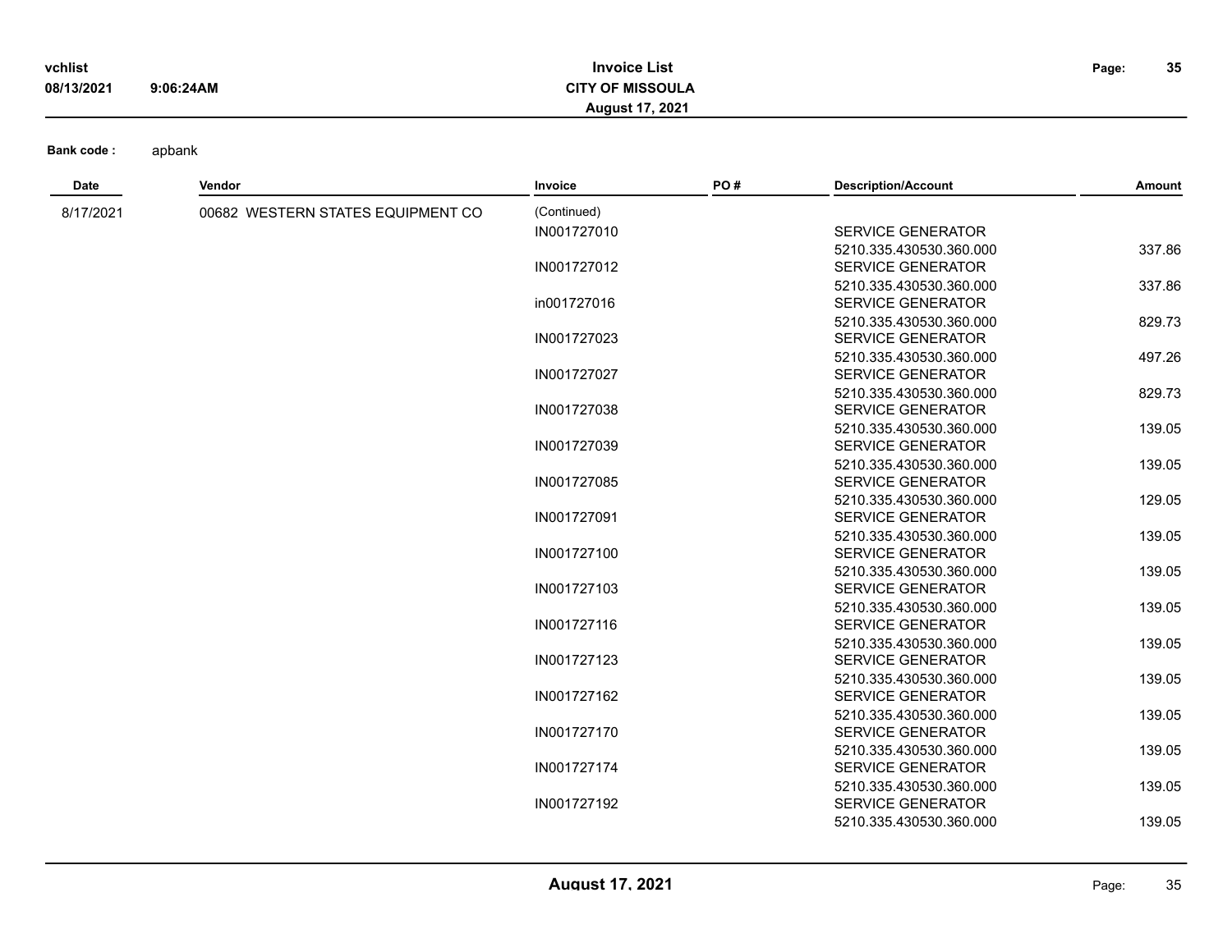**Bank code :** apbank

| Date | Vendor | Invoice | PO # | Description/Account | Amount |
|---|---|---|---|---|---|
| 8/17/2021 | 00682 WESTERN STATES EQUIPMENT CO | (Continued) | | | |
| | | IN001727010 | | SERVICE GENERATOR | |
| | | | | 5210.335.430530.360.000 | 337.86 |
| | | IN001727012 | | SERVICE GENERATOR | |
| | | | | 5210.335.430530.360.000 | 337.86 |
| | | in001727016 | | SERVICE GENERATOR | |
| | | | | 5210.335.430530.360.000 | 829.73 |
| | | IN001727023 | | SERVICE GENERATOR | |
| | | | | 5210.335.430530.360.000 | 497.26 |
| | | IN001727027 | | SERVICE GENERATOR | |
| | | | | 5210.335.430530.360.000 | 829.73 |
| | | IN001727038 | | SERVICE GENERATOR | |
| | | | | 5210.335.430530.360.000 | 139.05 |
| | | IN001727039 | | SERVICE GENERATOR | |
| | | | | 5210.335.430530.360.000 | 139.05 |
| | | IN001727085 | | SERVICE GENERATOR | |
| | | | | 5210.335.430530.360.000 | 129.05 |
| | | IN001727091 | | SERVICE GENERATOR | |
| | | | | 5210.335.430530.360.000 | 139.05 |
| | | IN001727100 | | SERVICE GENERATOR | |
| | | | | 5210.335.430530.360.000 | 139.05 |
| | | IN001727103 | | SERVICE GENERATOR | |
| | | | | 5210.335.430530.360.000 | 139.05 |
| | | IN001727116 | | SERVICE GENERATOR | |
| | | | | 5210.335.430530.360.000 | 139.05 |
| | | IN001727123 | | SERVICE GENERATOR | |
| | | | | 5210.335.430530.360.000 | 139.05 |
| | | IN001727162 | | SERVICE GENERATOR | |
| | | | | 5210.335.430530.360.000 | 139.05 |
| | | IN001727170 | | SERVICE GENERATOR | |
| | | | | 5210.335.430530.360.000 | 139.05 |
| | | IN001727174 | | SERVICE GENERATOR | |
| | | | | 5210.335.430530.360.000 | 139.05 |
| | | IN001727192 | | SERVICE GENERATOR | |
| | | | | 5210.335.430530.360.000 | 139.05 |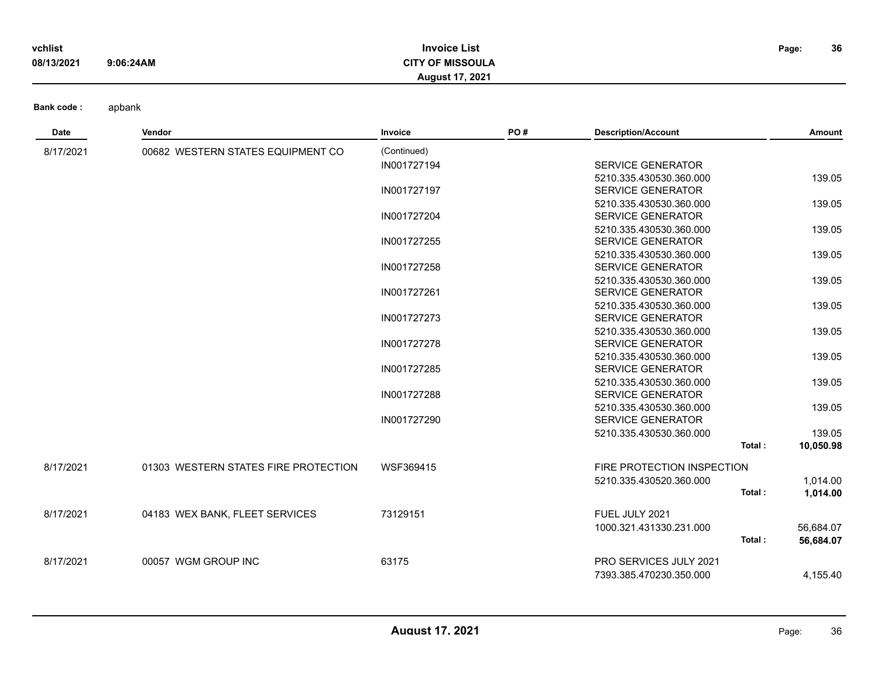**Bank code :** apbank

| Date | Vendor | Invoice | PO # | Description/Account | | Amount |
|---|---|---|---|---|---|---|
| 8/17/2021 | 00682 WESTERN STATES EQUIPMENT CO | (Continued) | | | | |
| | | IN001727194 | | SERVICE GENERATOR | | |
| | | | | 5210.335.430530.360.000 | | 139.05 |
| | | IN001727197 | | SERVICE GENERATOR | | |
| | | | | 5210.335.430530.360.000 | | 139.05 |
| | | IN001727204 | | SERVICE GENERATOR | | |
| | | | | 5210.335.430530.360.000 | | 139.05 |
| | | IN001727255 | | SERVICE GENERATOR | | |
| | | | | 5210.335.430530.360.000 | | 139.05 |
| | | IN001727258 | | SERVICE GENERATOR | | |
| | | | | 5210.335.430530.360.000 | | 139.05 |
| | | IN001727261 | | SERVICE GENERATOR | | |
| | | | | 5210.335.430530.360.000 | | 139.05 |
| | | IN001727273 | | SERVICE GENERATOR | | |
| | | | | 5210.335.430530.360.000 | | 139.05 |
| | | IN001727278 | | SERVICE GENERATOR | | |
| | | | | 5210.335.430530.360.000 | | 139.05 |
| | | IN001727285 | | SERVICE GENERATOR | | |
| | | | | 5210.335.430530.360.000 | | 139.05 |
| | | IN001727288 | | SERVICE GENERATOR | | |
| | | | | 5210.335.430530.360.000 | | 139.05 |
| | | IN001727290 | | SERVICE GENERATOR | | |
| | | | | 5210.335.430530.360.000 | | 139.05 |
| | | | | | **Total :** | **10,050.98** |
| 8/17/2021 | 01303 WESTERN STATES FIRE PROTECTION | WSF369415 | | FIRE PROTECTION INSPECTION | | |
| | | | | 5210.335.430520.360.000 | | 1,014.00 |
| | | | | | **Total :** | **1,014.00** |
| 8/17/2021 | 04183 WEX BANK, FLEET SERVICES | 73129151 | | FUEL JULY 2021 | | |
| | | | | 1000.321.431330.231.000 | | 56,684.07 |
| | | | | | **Total :** | **56,684.07** |
| 8/17/2021 | 00057 WGM GROUP INC | 63175 | | PRO SERVICES JULY 2021 | | |
| | | | | 7393.385.470230.350.000 | | 4,155.40 |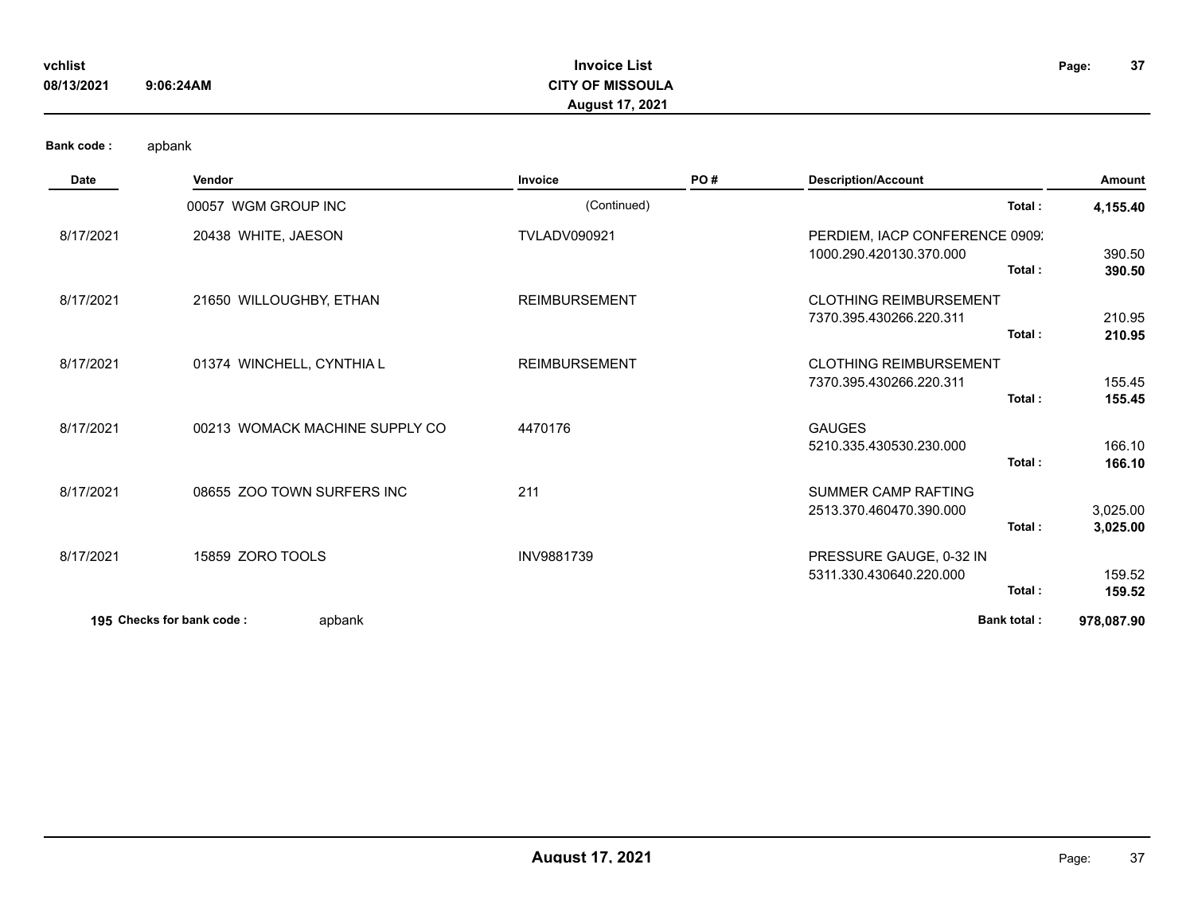Bank code : apbank

| Date | Vendor | Invoice | PO # | Description/Account | | Amount |
|---|---|---|---|---|---|---|
| | 00057 WGM GROUP INC | (Continued) | | | **Total :** | **4,155.40** |
| 8/17/2021 | 20438 WHITE, JAESON | TVLADV090921 | | PERDIEM, IACP CONFERENCE 0909; | | |
| | | | | 1000.290.420130.370.000 | | 390.50 |
| | | | | | **Total :** | **390.50** |
| 8/17/2021 | 21650 WILLOUGHBY, ETHAN | REIMBURSEMENT | | CLOTHING REIMBURSEMENT | | |
| | | | | 7370.395.430266.220.311 | | 210.95 |
| | | | | | **Total :** | **210.95** |
| 8/17/2021 | 01374 WINCHELL, CYNTHIA L | REIMBURSEMENT | | CLOTHING REIMBURSEMENT | | |
| | | | | 7370.395.430266.220.311 | | 155.45 |
| | | | | | **Total :** | **155.45** |
| 8/17/2021 | 00213 WOMACK MACHINE SUPPLY CO | 4470176 | | GAUGES | | |
| | | | | 5210.335.430530.230.000 | | 166.10 |
| | | | | | **Total :** | **166.10** |
| 8/17/2021 | 08655 ZOO TOWN SURFERS INC | 211 | | SUMMER CAMP RAFTING | | |
| | | | | 2513.370.460470.390.000 | | 3,025.00 |
| | | | | | **Total :** | **3,025.00** |
| 8/17/2021 | 15859 ZORO TOOLS | INV9881739 | | PRESSURE GAUGE, 0-32 IN | | |
| | | | | 5311.330.430640.220.000 | | 159.52 |
| | | | | | **Total :** | **159.52** |
| **195 Checks for bank code :** | apbank | | | | **Bank total :** | **978,087.90** |